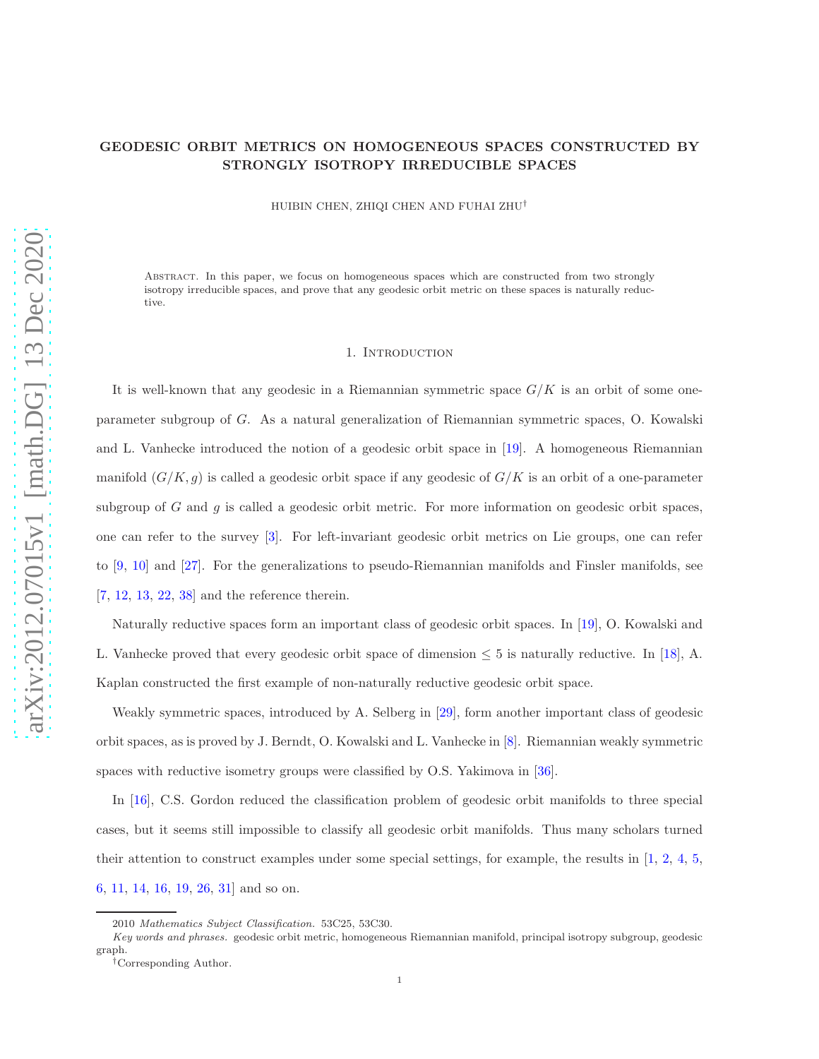# GEODESIC ORBIT METRICS ON HOMOGENEOUS SPACES CONSTRUCTED BY STRONGLY ISOTROPY IRREDUCIBLE SPACES

HUIBIN CHEN, ZHIQI CHEN AND FUHAI ZHU[†]

Abstract. In this paper, we focus on homogeneous spaces which are constructed from two strongly isotropy irreducible spaces, and prove that any geodesic orbit metric on these spaces is naturally reductive.

## 1. Introduction

It is well-known that any geodesic in a Riemannian symmetric space $G/K$ is an orbit of some one-parameter subgroup of $G$. As a natural generalization of Riemannian symmetric spaces, O. Kowalski and L. Vanhecke introduced the notion of a geodesic orbit space in [19]. A homogeneous Riemannian manifold $(G/K, g)$ is called a geodesic orbit space if any geodesic of $G/K$ is an orbit of a one-parameter subgroup of $G$ and $g$ is called a geodesic orbit metric. For more information on geodesic orbit spaces, one can refer to the survey [3]. For left-invariant geodesic orbit metrics on Lie groups, one can refer to [9, 10] and [27]. For the generalizations to pseudo-Riemannian manifolds and Finsler manifolds, see [7, 12, 13, 22, 38] and the reference therein.

Naturally reductive spaces form an important class of geodesic orbit spaces. In [19], O. Kowalski and L. Vanhecke proved that every geodesic orbit space of dimension $\leq 5$ is naturally reductive. In [18], A. Kaplan constructed the first example of non-naturally reductive geodesic orbit space.

Weakly symmetric spaces, introduced by A. Selberg in [29], form another important class of geodesic orbit spaces, as is proved by J. Berndt, O. Kowalski and L. Vanhecke in [8]. Riemannian weakly symmetric spaces with reductive isometry groups were classified by O.S. Yakimova in [36].

In [16], C.S. Gordon reduced the classification problem of geodesic orbit manifolds to three special cases, but it seems still impossible to classify all geodesic orbit manifolds. Thus many scholars turned their attention to construct examples under some special settings, for example, the results in [1, 2, 4, 5, 6, 11, 14, 16, 19, 26, 31] and so on.

2010 *Mathematics Subject Classification.* 53C25, 53C30.

*Key words and phrases.* geodesic orbit metric, homogeneous Riemannian manifold, principal isotropy subgroup, geodesic graph.

[†]Corresponding Author.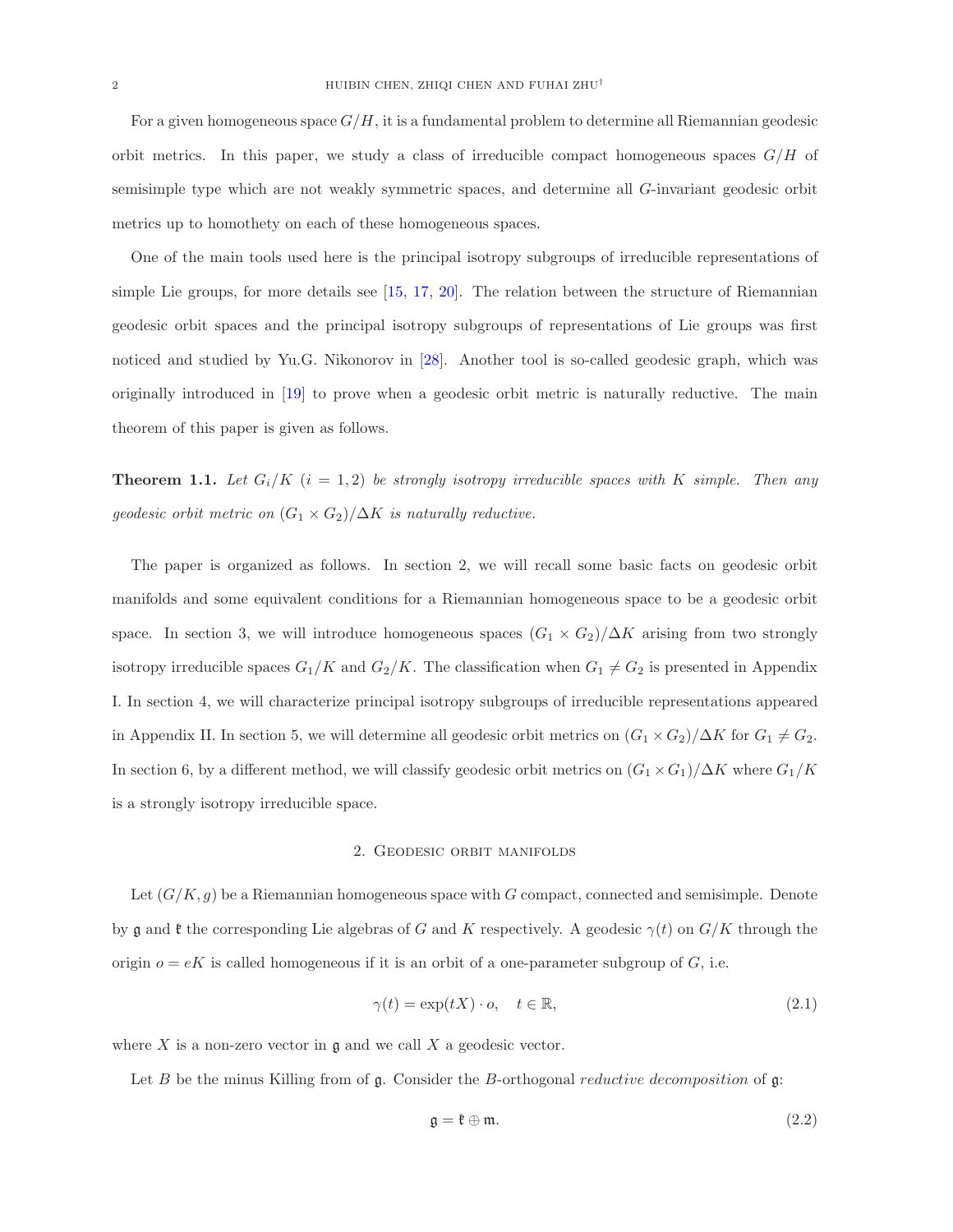For a given homogeneous space $G/H$, it is a fundamental problem to determine all Riemannian geodesic orbit metrics. In this paper, we study a class of irreducible compact homogeneous spaces $G/H$ of semisimple type which are not weakly symmetric spaces, and determine all $G$-invariant geodesic orbit metrics up to homothety on each of these homogeneous spaces.

One of the main tools used here is the principal isotropy subgroups of irreducible representations of simple Lie groups, for more details see [15, 17, 20]. The relation between the structure of Riemannian geodesic orbit spaces and the principal isotropy subgroups of representations of Lie groups was first noticed and studied by Yu.G. Nikonorov in [28]. Another tool is so-called geodesic graph, which was originally introduced in [19] to prove when a geodesic orbit metric is naturally reductive. The main theorem of this paper is given as follows.

**Theorem 1.1.** *Let $G_i/K$ $(i = 1, 2)$ be strongly isotropy irreducible spaces with $K$ simple. Then any geodesic orbit metric on $(G_1 \times G_2)/\Delta K$ is naturally reductive.*

The paper is organized as follows. In section 2, we will recall some basic facts on geodesic orbit manifolds and some equivalent conditions for a Riemannian homogeneous space to be a geodesic orbit space. In section 3, we will introduce homogeneous spaces $(G_1 \times G_2)/\Delta K$ arising from two strongly isotropy irreducible spaces $G_1/K$ and $G_2/K$. The classification when $G_1 \neq G_2$ is presented in Appendix I. In section 4, we will characterize principal isotropy subgroups of irreducible representations appeared in Appendix II. In section 5, we will determine all geodesic orbit metrics on $(G_1 \times G_2)/\Delta K$ for $G_1 \neq G_2$. In section 6, by a different method, we will classify geodesic orbit metrics on $(G_1 \times G_1)/\Delta K$ where $G_1/K$ is a strongly isotropy irreducible space.

## 2. Geodesic orbit manifolds

Let $(G/K, g)$ be a Riemannian homogeneous space with $G$ compact, connected and semisimple. Denote by $\mathfrak{g}$ and $\mathfrak{k}$ the corresponding Lie algebras of $G$ and $K$ respectively. A geodesic $\gamma(t)$ on $G/K$ through the origin $o = eK$ is called homogeneous if it is an orbit of a one-parameter subgroup of $G$, i.e.

$$\gamma(t) = \exp(tX) \cdot o, \quad t \in \mathbb{R}, \tag{2.1}$$

where $X$ is a non-zero vector in $\mathfrak{g}$ and we call $X$ a geodesic vector.

Let $B$ be the minus Killing from of $\mathfrak{g}$. Consider the $B$-orthogonal *reductive decomposition* of $\mathfrak{g}$:

$$\mathfrak{g} = \mathfrak{k} \oplus \mathfrak{m}. \tag{2.2}$$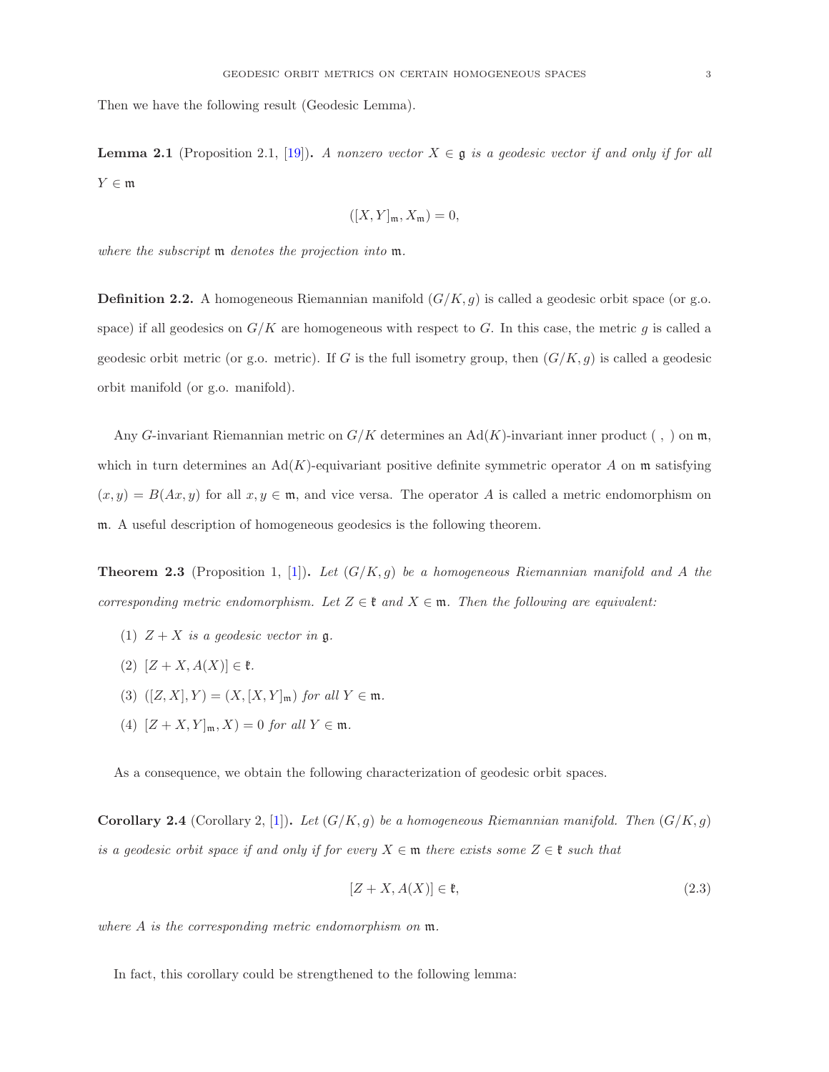Then we have the following result (Geodesic Lemma).

**Lemma 2.1** (Proposition 2.1, [19]). *A nonzero vector $X \in \mathfrak{g}$ is a geodesic vector if and only if for all $Y \in \mathfrak{m}$*

$$([X, Y]_{\mathfrak{m}}, X_{\mathfrak{m}}) = 0,$$

*where the subscript $\mathfrak{m}$ denotes the projection into $\mathfrak{m}$.*

**Definition 2.2.** A homogeneous Riemannian manifold $(G/K, g)$ is called a geodesic orbit space (or g.o. space) if all geodesics on $G/K$ are homogeneous with respect to $G$. In this case, the metric $g$ is called a geodesic orbit metric (or g.o. metric). If $G$ is the full isometry group, then $(G/K, g)$ is called a geodesic orbit manifold (or g.o. manifold).

Any $G$-invariant Riemannian metric on $G/K$ determines an $\mathrm{Ad}(K)$-invariant inner product $(\ ,\ )$ on $\mathfrak{m}$, which in turn determines an $\mathrm{Ad}(K)$-equivariant positive definite symmetric operator $A$ on $\mathfrak{m}$ satisfying $(x, y) = B(Ax, y)$ for all $x, y \in \mathfrak{m}$, and vice versa. The operator $A$ is called a metric endomorphism on $\mathfrak{m}$. A useful description of homogeneous geodesics is the following theorem.

**Theorem 2.3** (Proposition 1, [1]). *Let $(G/K, g)$ be a homogeneous Riemannian manifold and $A$ the corresponding metric endomorphism. Let $Z \in \mathfrak{k}$ and $X \in \mathfrak{m}$. Then the following are equivalent:*

1. *$Z + X$ is a geodesic vector in $\mathfrak{g}$.*
2. *$[Z + X, A(X)] \in \mathfrak{k}$.*
3. *$([Z, X], Y) = (X, [X, Y]_{\mathfrak{m}})$ for all $Y \in \mathfrak{m}$.*
4. *$[Z + X, Y]_{\mathfrak{m}}, X) = 0$ for all $Y \in \mathfrak{m}$.*

As a consequence, we obtain the following characterization of geodesic orbit spaces.

**Corollary 2.4** (Corollary 2, [1]). *Let $(G/K, g)$ be a homogeneous Riemannian manifold. Then $(G/K, g)$ is a geodesic orbit space if and only if for every $X \in \mathfrak{m}$ there exists some $Z \in \mathfrak{k}$ such that*

$$[Z + X, A(X)] \in \mathfrak{k}, \tag{2.3}$$

*where $A$ is the corresponding metric endomorphism on $\mathfrak{m}$.*

In fact, this corollary could be strengthened to the following lemma: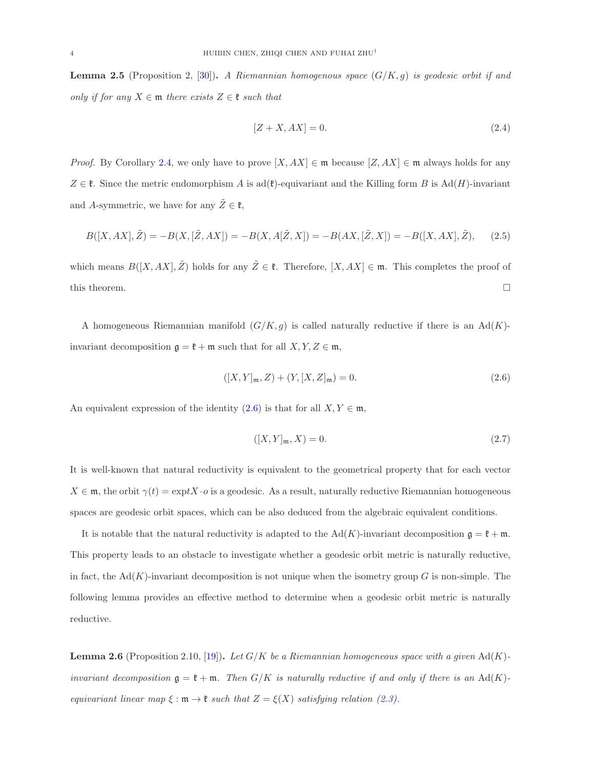**Lemma 2.5** (Proposition 2, [30])**.** *A Riemannian homogenous space $(G/K, g)$ is geodesic orbit if and only if for any $X \in \mathfrak{m}$ there exists $Z \in \mathfrak{k}$ such that*

$$[Z + X, AX] = 0. \tag{2.4}$$

*Proof.* By Corollary 2.4, we only have to prove $[X, AX] \in \mathfrak{m}$ because $[Z, AX] \in \mathfrak{m}$ always holds for any $Z \in \mathfrak{k}$. Since the metric endomorphism $A$ is $\mathrm{ad}(\mathfrak{k})$-equivariant and the Killing form $B$ is $\mathrm{Ad}(H)$-invariant and $A$-symmetric, we have for any $\tilde{Z} \in \mathfrak{k}$,

$$B([X, AX], \tilde{Z}) = -B(X, [\tilde{Z}, AX]) = -B(X, A[\tilde{Z}, X]) = -B(AX, [\tilde{Z}, X]) = -B([X, AX], \tilde{Z}), \tag{2.5}$$

which means $B([X, AX], \tilde{Z})$ holds for any $\tilde{Z} \in \mathfrak{k}$. Therefore, $[X, AX] \in \mathfrak{m}$. This completes the proof of this theorem. □

A homogeneous Riemannian manifold $(G/K, g)$ is called naturally reductive if there is an $\mathrm{Ad}(K)$-invariant decomposition $\mathfrak{g} = \mathfrak{k} + \mathfrak{m}$ such that for all $X, Y, Z \in \mathfrak{m}$,

$$([X, Y]_{\mathfrak{m}}, Z) + (Y, [X, Z]_{\mathfrak{m}}) = 0. \tag{2.6}$$

An equivalent expression of the identity (2.6) is that for all $X, Y \in \mathfrak{m}$,

$$([X, Y]_{\mathfrak{m}}, X) = 0. \tag{2.7}$$

It is well-known that natural reductivity is equivalent to the geometrical property that for each vector $X \in \mathfrak{m}$, the orbit $\gamma(t) = \exp tX \cdot o$ is a geodesic. As a result, naturally reductive Riemannian homogeneous spaces are geodesic orbit spaces, which can be also deduced from the algebraic equivalent conditions.

It is notable that the natural reductivity is adapted to the $\mathrm{Ad}(K)$-invariant decomposition $\mathfrak{g} = \mathfrak{k} + \mathfrak{m}$. This property leads to an obstacle to investigate whether a geodesic orbit metric is naturally reductive, in fact, the $\mathrm{Ad}(K)$-invariant decomposition is not unique when the isometry group $G$ is non-simple. The following lemma provides an effective method to determine when a geodesic orbit metric is naturally reductive.

**Lemma 2.6** (Proposition 2.10, [19])**.** *Let $G/K$ be a Riemannian homogeneous space with a given $\mathrm{Ad}(K)$-invariant decomposition $\mathfrak{g} = \mathfrak{k} + \mathfrak{m}$. Then $G/K$ is naturally reductive if and only if there is an $\mathrm{Ad}(K)$-equivariant linear map $\xi : \mathfrak{m} \to \mathfrak{k}$ such that $Z = \xi(X)$ satisfying relation (2.3).*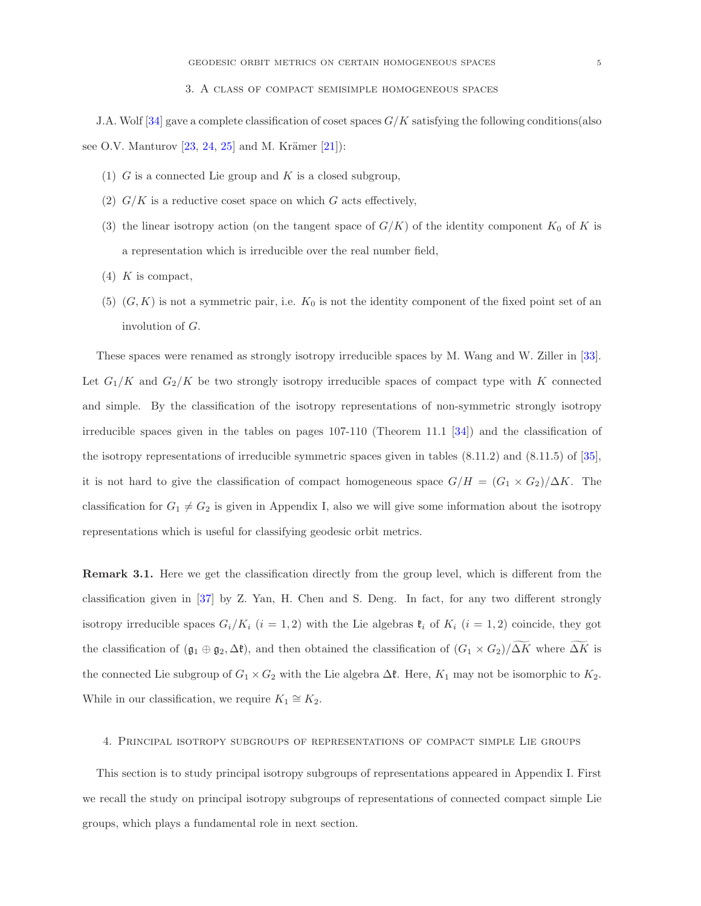## 3. A class of compact semisimple homogeneous spaces

J.A. Wolf [34] gave a complete classification of coset spaces $G/K$ satisfying the following conditions(also see O.V. Manturov [23, 24, 25] and M. Krämer [21]):

1. $G$ is a connected Lie group and $K$ is a closed subgroup,
2. $G/K$ is a reductive coset space on which $G$ acts effectively,
3. the linear isotropy action (on the tangent space of $G/K$) of the identity component $K_0$ of $K$ is a representation which is irreducible over the real number field,
4. $K$ is compact,
5. $(G, K)$ is not a symmetric pair, i.e. $K_0$ is not the identity component of the fixed point set of an involution of $G$.

These spaces were renamed as strongly isotropy irreducible spaces by M. Wang and W. Ziller in [33]. Let $G_1/K$ and $G_2/K$ be two strongly isotropy irreducible spaces of compact type with $K$ connected and simple. By the classification of the isotropy representations of non-symmetric strongly isotropy irreducible spaces given in the tables on pages 107-110 (Theorem 11.1 [34]) and the classification of the isotropy representations of irreducible symmetric spaces given in tables (8.11.2) and (8.11.5) of [35], it is not hard to give the classification of compact homogeneous space $G/H = (G_1 \times G_2)/\Delta K$. The classification for $G_1 \neq G_2$ is given in Appendix I, also we will give some information about the isotropy representations which is useful for classifying geodesic orbit metrics.

**Remark 3.1.** Here we get the classification directly from the group level, which is different from the classification given in [37] by Z. Yan, H. Chen and S. Deng. In fact, for any two different strongly isotropy irreducible spaces $G_i/K_i$ $(i = 1, 2)$ with the Lie algebras $\mathfrak{k}_i$ of $K_i$ $(i = 1, 2)$ coincide, they got the classification of $(\mathfrak{g}_1 \oplus \mathfrak{g}_2, \Delta\mathfrak{k})$, and then obtained the classification of $(G_1 \times G_2)/\widetilde{\Delta K}$ where $\widetilde{\Delta K}$ is the connected Lie subgroup of $G_1 \times G_2$ with the Lie algebra $\Delta\mathfrak{k}$. Here, $K_1$ may not be isomorphic to $K_2$. While in our classification, we require $K_1 \cong K_2$.

## 4. Principal isotropy subgroups of representations of compact simple Lie groups

This section is to study principal isotropy subgroups of representations appeared in Appendix I. First we recall the study on principal isotropy subgroups of representations of connected compact simple Lie groups, which plays a fundamental role in next section.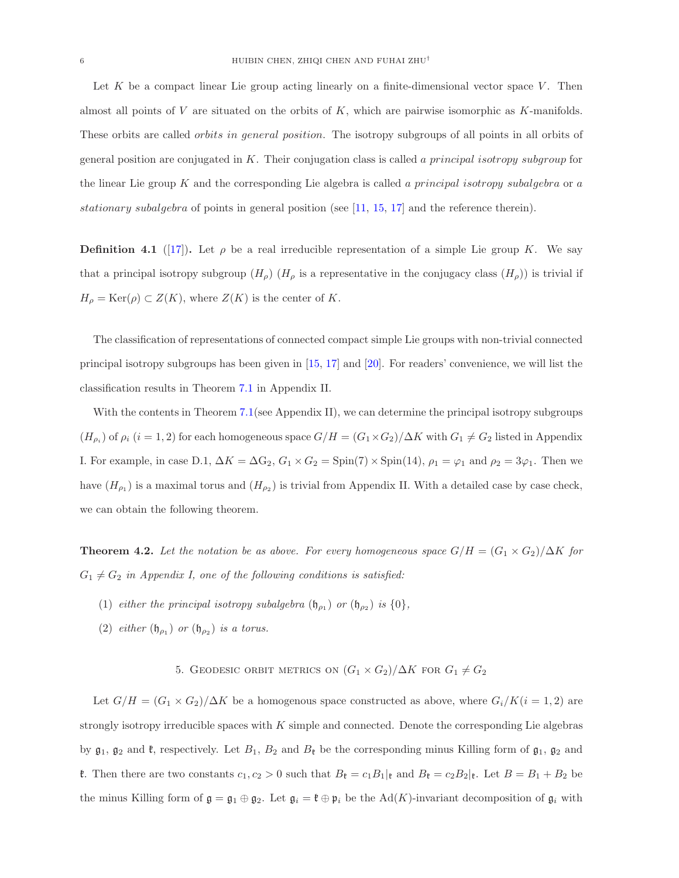Let $K$ be a compact linear Lie group acting linearly on a finite-dimensional vector space $V$. Then almost all points of $V$ are situated on the orbits of $K$, which are pairwise isomorphic as $K$-manifolds. These orbits are called *orbits in general position*. The isotropy subgroups of all points in all orbits of general position are conjugated in $K$. Their conjugation class is called *a principal isotropy subgroup* for the linear Lie group $K$ and the corresponding Lie algebra is called *a principal isotropy subalgebra* or *a stationary subalgebra* of points in general position (see [11, 15, 17] and the reference therein).

**Definition 4.1** ([17])**.** Let $\rho$ be a real irreducible representation of a simple Lie group $K$. We say that a principal isotropy subgroup $(H_\rho)$ ($H_\rho$ is a representative in the conjugacy class $(H_\rho)$) is trivial if $H_\rho = \mathrm{Ker}(\rho) \subset Z(K)$, where $Z(K)$ is the center of $K$.

The classification of representations of connected compact simple Lie groups with non-trivial connected principal isotropy subgroups has been given in [15, 17] and [20]. For readers' convenience, we will list the classification results in Theorem 7.1 in Appendix II.

With the contents in Theorem 7.1(see Appendix II), we can determine the principal isotropy subgroups $(H_{\rho_i})$ of $\rho_i$ $(i = 1, 2)$ for each homogeneous space $G/H = (G_1 \times G_2)/\Delta K$ with $G_1 \neq G_2$ listed in Appendix I. For example, in case D.1, $\Delta K = \Delta \mathrm{G}_2$, $G_1 \times G_2 = \mathrm{Spin}(7) \times \mathrm{Spin}(14)$, $\rho_1 = \varphi_1$ and $\rho_2 = 3\varphi_1$. Then we have $(H_{\rho_1})$ is a maximal torus and $(H_{\rho_2})$ is trivial from Appendix II. With a detailed case by case check, we can obtain the following theorem.

**Theorem 4.2.** *Let the notation be as above. For every homogeneous space $G/H = (G_1 \times G_2)/\Delta K$ for $G_1 \neq G_2$ in Appendix I, one of the following conditions is satisfied:*

1. *either the principal isotropy subalgebra $(\mathfrak{h}_{\rho_1})$ or $(\mathfrak{h}_{\rho_2})$ is $\{0\}$,*
2. *either $(\mathfrak{h}_{\rho_1})$ or $(\mathfrak{h}_{\rho_2})$ is a torus.*

## 5. Geodesic orbit metrics on $(G_1 \times G_2)/\Delta K$ for $G_1 \neq G_2$

Let $G/H = (G_1 \times G_2)/\Delta K$ be a homogenous space constructed as above, where $G_i/K (i = 1, 2)$ are strongly isotropy irreducible spaces with $K$ simple and connected. Denote the corresponding Lie algebras by $\mathfrak{g}_1$, $\mathfrak{g}_2$ and $\mathfrak{k}$, respectively. Let $B_1$, $B_2$ and $B_\mathfrak{k}$ be the corresponding minus Killing form of $\mathfrak{g}_1$, $\mathfrak{g}_2$ and $\mathfrak{k}$. Then there are two constants $c_1, c_2 > 0$ such that $B_\mathfrak{k} = c_1 B_1|_\mathfrak{k}$ and $B_\mathfrak{k} = c_2 B_2|_\mathfrak{k}$. Let $B = B_1 + B_2$ be the minus Killing form of $\mathfrak{g} = \mathfrak{g}_1 \oplus \mathfrak{g}_2$. Let $\mathfrak{g}_i = \mathfrak{k} \oplus \mathfrak{p}_i$ be the $\mathrm{Ad}(K)$-invariant decomposition of $\mathfrak{g}_i$ with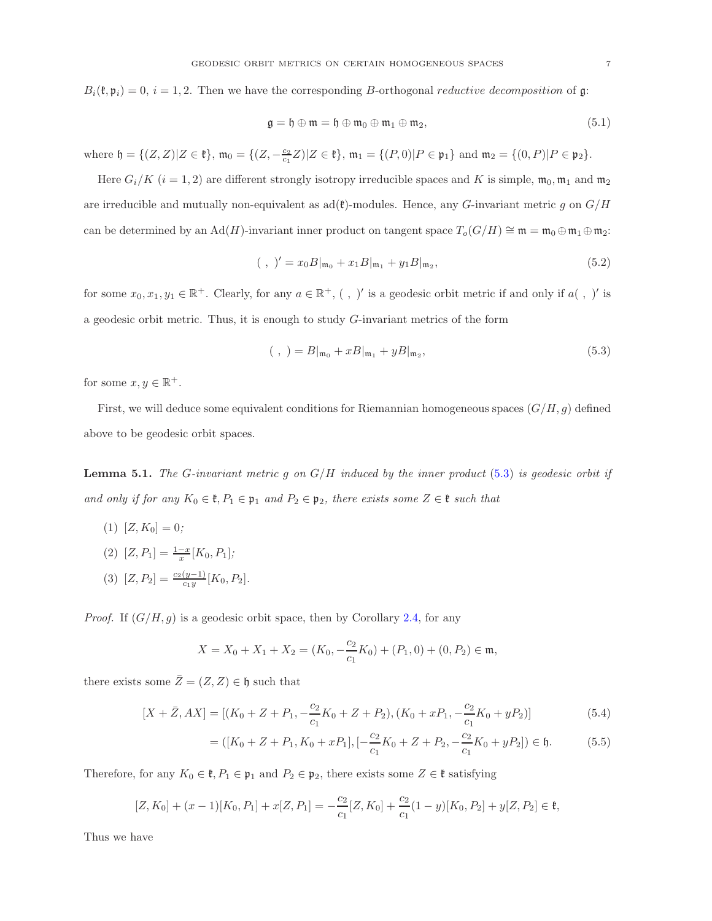$B_i(\mathfrak{k}, \mathfrak{p}_i) = 0$, $i = 1, 2$. Then we have the corresponding $B$-orthogonal *reductive decomposition* of $\mathfrak{g}$:

$$\mathfrak{g} = \mathfrak{h} \oplus \mathfrak{m} = \mathfrak{h} \oplus \mathfrak{m}_0 \oplus \mathfrak{m}_1 \oplus \mathfrak{m}_2, \tag{5.1}$$

where $\mathfrak{h} = \{(Z, Z) | Z \in \mathfrak{k}\}$, $\mathfrak{m}_0 = \{(Z, -\frac{c_2}{c_1} Z) | Z \in \mathfrak{k}\}$, $\mathfrak{m}_1 = \{(P, 0) | P \in \mathfrak{p}_1\}$ and $\mathfrak{m}_2 = \{(0, P) | P \in \mathfrak{p}_2\}$.

Here $G_i/K$ $(i = 1, 2)$ are different strongly isotropy irreducible spaces and $K$ is simple, $\mathfrak{m}_0, \mathfrak{m}_1$ and $\mathfrak{m}_2$ are irreducible and mutually non-equivalent as $\mathrm{ad}(\mathfrak{k})$-modules. Hence, any $G$-invariant metric $g$ on $G/H$ can be determined by an $\mathrm{Ad}(H)$-invariant inner product on tangent space $T_o(G/H) \cong \mathfrak{m} = \mathfrak{m}_0 \oplus \mathfrak{m}_1 \oplus \mathfrak{m}_2$:

$$( \ , \ )' = x_0 B|_{\mathfrak{m}_0} + x_1 B|_{\mathfrak{m}_1} + y_1 B|_{\mathfrak{m}_2}, \tag{5.2}$$

for some $x_0, x_1, y_1 \in \mathbb{R}^+$. Clearly, for any $a \in \mathbb{R}^+$, $( \ , \ )'$ is a geodesic orbit metric if and only if $a( \ , \ )'$ is a geodesic orbit metric. Thus, it is enough to study $G$-invariant metrics of the form

$$( \ , \ ) = B|_{\mathfrak{m}_0} + x B|_{\mathfrak{m}_1} + y B|_{\mathfrak{m}_2}, \tag{5.3}$$

for some $x, y \in \mathbb{R}^+$.

First, we will deduce some equivalent conditions for Riemannian homogeneous spaces $(G/H, g)$ defined above to be geodesic orbit spaces.

**Lemma 5.1.** *The $G$-invariant metric $g$ on $G/H$ induced by the inner product* (5.3) *is geodesic orbit if and only if for any $K_0 \in \mathfrak{k}, P_1 \in \mathfrak{p}_1$ and $P_2 \in \mathfrak{p}_2$, there exists some $Z \in \mathfrak{k}$ such that*

(1) $[Z, K_0] = 0$;

(2) $[Z, P_1] = \frac{1-x}{x}[K_0, P_1]$;

(3) $[Z, P_2] = \frac{c_2(y-1)}{c_1 y}[K_0, P_2]$.

*Proof.* If $(G/H, g)$ is a geodesic orbit space, then by Corollary 2.4, for any

$$X = X_0 + X_1 + X_2 = (K_0, -\frac{c_2}{c_1}K_0) + (P_1, 0) + (0, P_2) \in \mathfrak{m},$$

there exists some $\bar{Z} = (Z, Z) \in \mathfrak{h}$ such that

$$[X + \bar{Z}, AX] = [(K_0 + Z + P_1, -\frac{c_2}{c_1}K_0 + Z + P_2), (K_0 + xP_1, -\frac{c_2}{c_1}K_0 + yP_2)] \tag{5.4}$$

$$= ([K_0 + Z + P_1, K_0 + xP_1], [-\frac{c_2}{c_1}K_0 + Z + P_2, -\frac{c_2}{c_1}K_0 + yP_2]) \in \mathfrak{h}. \tag{5.5}$$

Therefore, for any $K_0 \in \mathfrak{k}, P_1 \in \mathfrak{p}_1$ and $P_2 \in \mathfrak{p}_2$, there exists some $Z \in \mathfrak{k}$ satisfying

$$[Z, K_0] + (x-1)[K_0, P_1] + x[Z, P_1] = -\frac{c_2}{c_1}[Z, K_0] + \frac{c_2}{c_1}(1-y)[K_0, P_2] + y[Z, P_2] \in \mathfrak{k},$$

Thus we have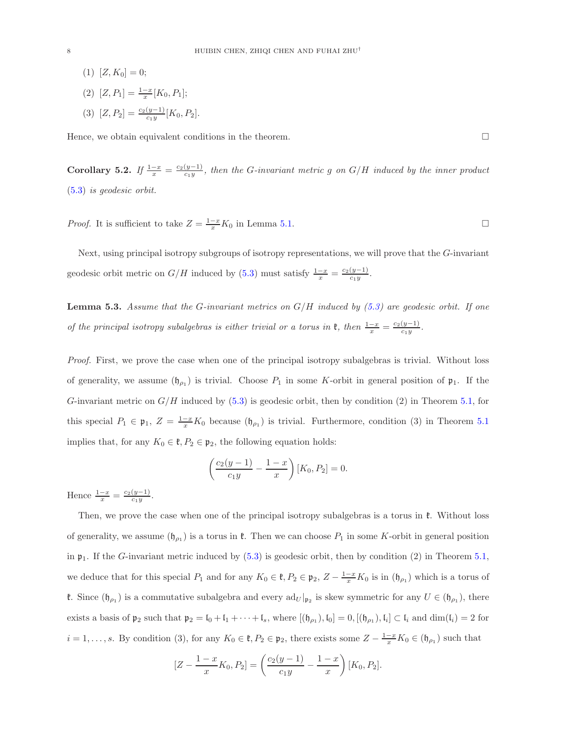(1) $[Z, K_0] = 0$;

(2) $[Z, P_1] = \frac{1-x}{x}[K_0, P_1]$;

(3) $[Z, P_2] = \frac{c_2(y-1)}{c_1 y}[K_0, P_2]$.

Hence, we obtain equivalent conditions in the theorem. $\square$

**Corollary 5.2.** *If $\frac{1-x}{x} = \frac{c_2(y-1)}{c_1 y}$, then the $G$-invariant metric $g$ on $G/H$ induced by the inner product (5.3) is geodesic orbit.*

*Proof.* It is sufficient to take $Z = \frac{1-x}{x}K_0$ in Lemma 5.1. $\square$

Next, using principal isotropy subgroups of isotropy representations, we will prove that the $G$-invariant geodesic orbit metric on $G/H$ induced by (5.3) must satisfy $\frac{1-x}{x} = \frac{c_2(y-1)}{c_1 y}$.

**Lemma 5.3.** *Assume that the $G$-invariant metrics on $G/H$ induced by (5.3) are geodesic orbit. If one of the principal isotropy subalgebras is either trivial or a torus in $\mathfrak{k}$, then $\frac{1-x}{x} = \frac{c_2(y-1)}{c_1 y}$.*

*Proof.* First, we prove the case when one of the principal isotropy subalgebras is trivial. Without loss of generality, we assume $(\mathfrak{h}_{\rho_1})$ is trivial. Choose $P_1$ in some $K$-orbit in general position of $\mathfrak{p}_1$. If the $G$-invariant metric on $G/H$ induced by (5.3) is geodesic orbit, then by condition (2) in Theorem 5.1, for this special $P_1 \in \mathfrak{p}_1$, $Z = \frac{1-x}{x}K_0$ because $(\mathfrak{h}_{\rho_1})$ is trivial. Furthermore, condition (3) in Theorem 5.1 implies that, for any $K_0 \in \mathfrak{k}, P_2 \in \mathfrak{p}_2$, the following equation holds:

$$\left(\frac{c_2(y-1)}{c_1 y} - \frac{1-x}{x}\right)[K_0, P_2] = 0.$$

Hence $\frac{1-x}{x} = \frac{c_2(y-1)}{c_1 y}$.

Then, we prove the case when one of the principal isotropy subalgebras is a torus in $\mathfrak{k}$. Without loss of generality, we assume $(\mathfrak{h}_{\rho_1})$ is a torus in $\mathfrak{k}$. Then we can choose $P_1$ in some $K$-orbit in general position in $\mathfrak{p}_1$. If the $G$-invariant metric induced by (5.3) is geodesic orbit, then by condition (2) in Theorem 5.1, we deduce that for this special $P_1$ and for any $K_0 \in \mathfrak{k}, P_2 \in \mathfrak{p}_2$, $Z - \frac{1-x}{x}K_0$ is in $(\mathfrak{h}_{\rho_1})$ which is a torus of $\mathfrak{k}$. Since $(\mathfrak{h}_{\rho_1})$ is a commutative subalgebra and every $\mathrm{ad}_U|_{\mathfrak{p}_2}$ is skew symmetric for any $U \in (\mathfrak{h}_{\rho_1})$, there exists a basis of $\mathfrak{p}_2$ such that $\mathfrak{p}_2 = \mathfrak{l}_0 + \mathfrak{l}_1 + \cdots + \mathfrak{l}_s$, where $[(\mathfrak{h}_{\rho_1}), \mathfrak{l}_0] = 0, [(\mathfrak{h}_{\rho_1}), \mathfrak{l}_i] \subset \mathfrak{l}_i$ and $\dim(\mathfrak{l}_i) = 2$ for $i = 1, \ldots, s$. By condition (3), for any $K_0 \in \mathfrak{k}, P_2 \in \mathfrak{p}_2$, there exists some $Z - \frac{1-x}{x}K_0 \in (\mathfrak{h}_{\rho_1})$ such that

$$[Z - \frac{1-x}{x}K_0, P_2] = \left(\frac{c_2(y-1)}{c_1 y} - \frac{1-x}{x}\right)[K_0, P_2].$$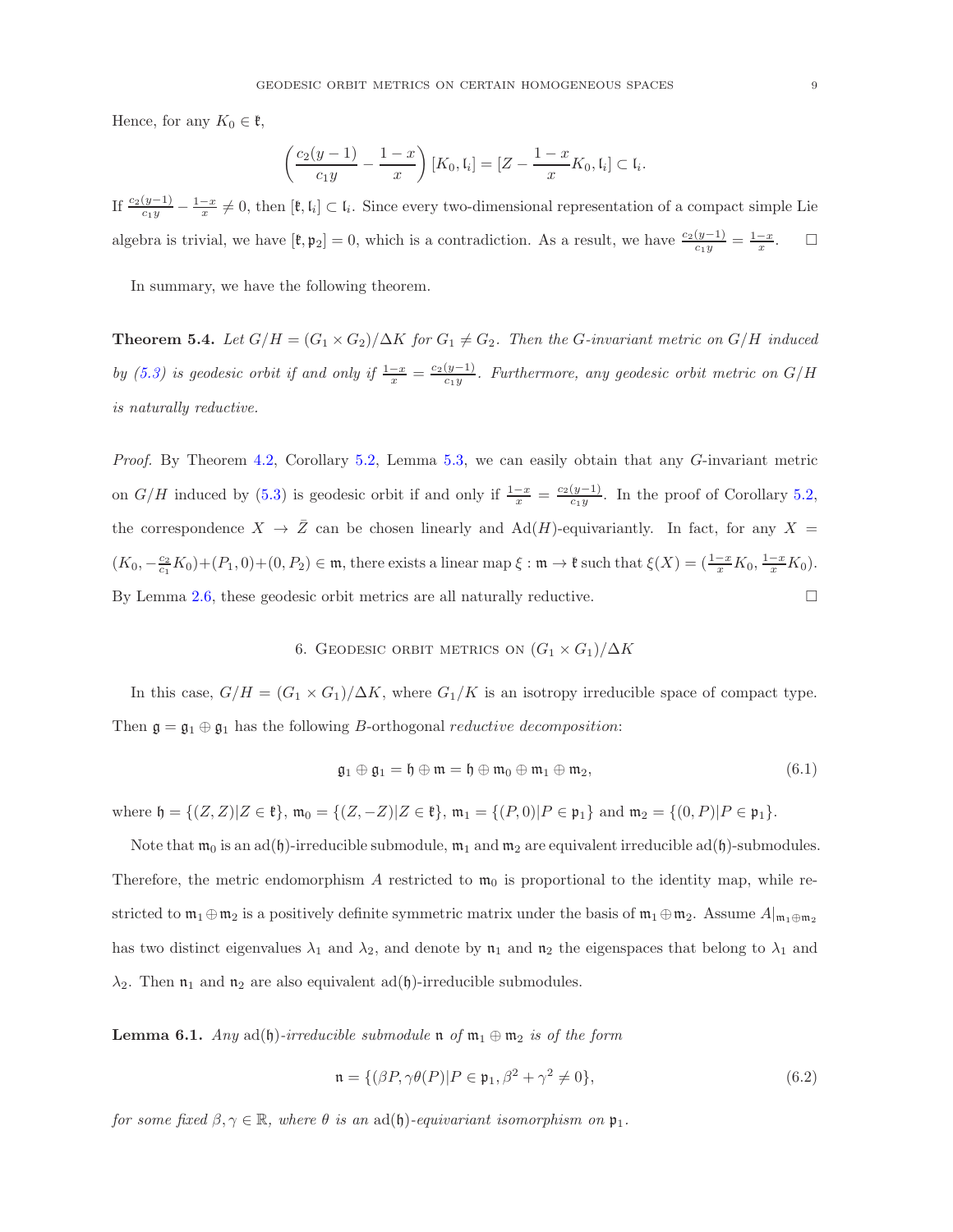Hence, for any $K_0 \in \mathfrak{k}$,

$$\left(\frac{c_2(y-1)}{c_1 y} - \frac{1-x}{x}\right)[K_0, \mathfrak{l}_i] = [Z - \frac{1-x}{x}K_0, \mathfrak{l}_i] \subset \mathfrak{l}_i.$$

If $\frac{c_2(y-1)}{c_1 y} - \frac{1-x}{x} \neq 0$, then $[\mathfrak{k}, \mathfrak{l}_i] \subset \mathfrak{l}_i$. Since every two-dimensional representation of a compact simple Lie algebra is trivial, we have $[\mathfrak{k}, \mathfrak{p}_2] = 0$, which is a contradiction. As a result, we have $\frac{c_2(y-1)}{c_1 y} = \frac{1-x}{x}$. $\square$

In summary, we have the following theorem.

**Theorem 5.4.** *Let $G/H = (G_1 \times G_2)/\Delta K$ for $G_1 \neq G_2$. Then the $G$-invariant metric on $G/H$ induced by (5.3) is geodesic orbit if and only if $\frac{1-x}{x} = \frac{c_2(y-1)}{c_1 y}$. Furthermore, any geodesic orbit metric on $G/H$ is naturally reductive.*

*Proof.* By Theorem 4.2, Corollary 5.2, Lemma 5.3, we can easily obtain that any $G$-invariant metric on $G/H$ induced by (5.3) is geodesic orbit if and only if $\frac{1-x}{x} = \frac{c_2(y-1)}{c_1 y}$. In the proof of Corollary 5.2, the correspondence $X \to \bar{Z}$ can be chosen linearly and $\mathrm{Ad}(H)$-equivariantly. In fact, for any $X = (K_0, -\frac{c_2}{c_1}K_0) + (P_1, 0) + (0, P_2) \in \mathfrak{m}$, there exists a linear map $\xi : \mathfrak{m} \to \mathfrak{k}$ such that $\xi(X) = (\frac{1-x}{x}K_0, \frac{1-x}{x}K_0)$. By Lemma 2.6, these geodesic orbit metrics are all naturally reductive. $\square$

## 6. Geodesic orbit metrics on $(G_1 \times G_1)/\Delta K$

In this case, $G/H = (G_1 \times G_1)/\Delta K$, where $G_1/K$ is an isotropy irreducible space of compact type. Then $\mathfrak{g} = \mathfrak{g}_1 \oplus \mathfrak{g}_1$ has the following $B$-orthogonal *reductive decomposition*:

$$\mathfrak{g}_1 \oplus \mathfrak{g}_1 = \mathfrak{h} \oplus \mathfrak{m} = \mathfrak{h} \oplus \mathfrak{m}_0 \oplus \mathfrak{m}_1 \oplus \mathfrak{m}_2, \tag{6.1}$$

where $\mathfrak{h} = \{(Z, Z) | Z \in \mathfrak{k}\}$, $\mathfrak{m}_0 = \{(Z, -Z) | Z \in \mathfrak{k}\}$, $\mathfrak{m}_1 = \{(P, 0) | P \in \mathfrak{p}_1\}$ and $\mathfrak{m}_2 = \{(0, P) | P \in \mathfrak{p}_1\}$.

Note that $\mathfrak{m}_0$ is an $\mathrm{ad}(\mathfrak{h})$-irreducible submodule, $\mathfrak{m}_1$ and $\mathfrak{m}_2$ are equivalent irreducible $\mathrm{ad}(\mathfrak{h})$-submodules. Therefore, the metric endomorphism $A$ restricted to $\mathfrak{m}_0$ is proportional to the identity map, while restricted to $\mathfrak{m}_1 \oplus \mathfrak{m}_2$ is a positively definite symmetric matrix under the basis of $\mathfrak{m}_1 \oplus \mathfrak{m}_2$. Assume $A|_{\mathfrak{m}_1 \oplus \mathfrak{m}_2}$ has two distinct eigenvalues $\lambda_1$ and $\lambda_2$, and denote by $\mathfrak{n}_1$ and $\mathfrak{n}_2$ the eigenspaces that belong to $\lambda_1$ and $\lambda_2$. Then $\mathfrak{n}_1$ and $\mathfrak{n}_2$ are also equivalent $\mathrm{ad}(\mathfrak{h})$-irreducible submodules.

**Lemma 6.1.** *Any $\mathrm{ad}(\mathfrak{h})$-irreducible submodule $\mathfrak{n}$ of $\mathfrak{m}_1 \oplus \mathfrak{m}_2$ is of the form*

$$\mathfrak{n} = \{(\beta P, \gamma\theta(P) | P \in \mathfrak{p}_1, \beta^2 + \gamma^2 \neq 0\}, \tag{6.2}$$

*for some fixed $\beta, \gamma \in \mathbb{R}$, where $\theta$ is an $\mathrm{ad}(\mathfrak{h})$-equivariant isomorphism on $\mathfrak{p}_1$.*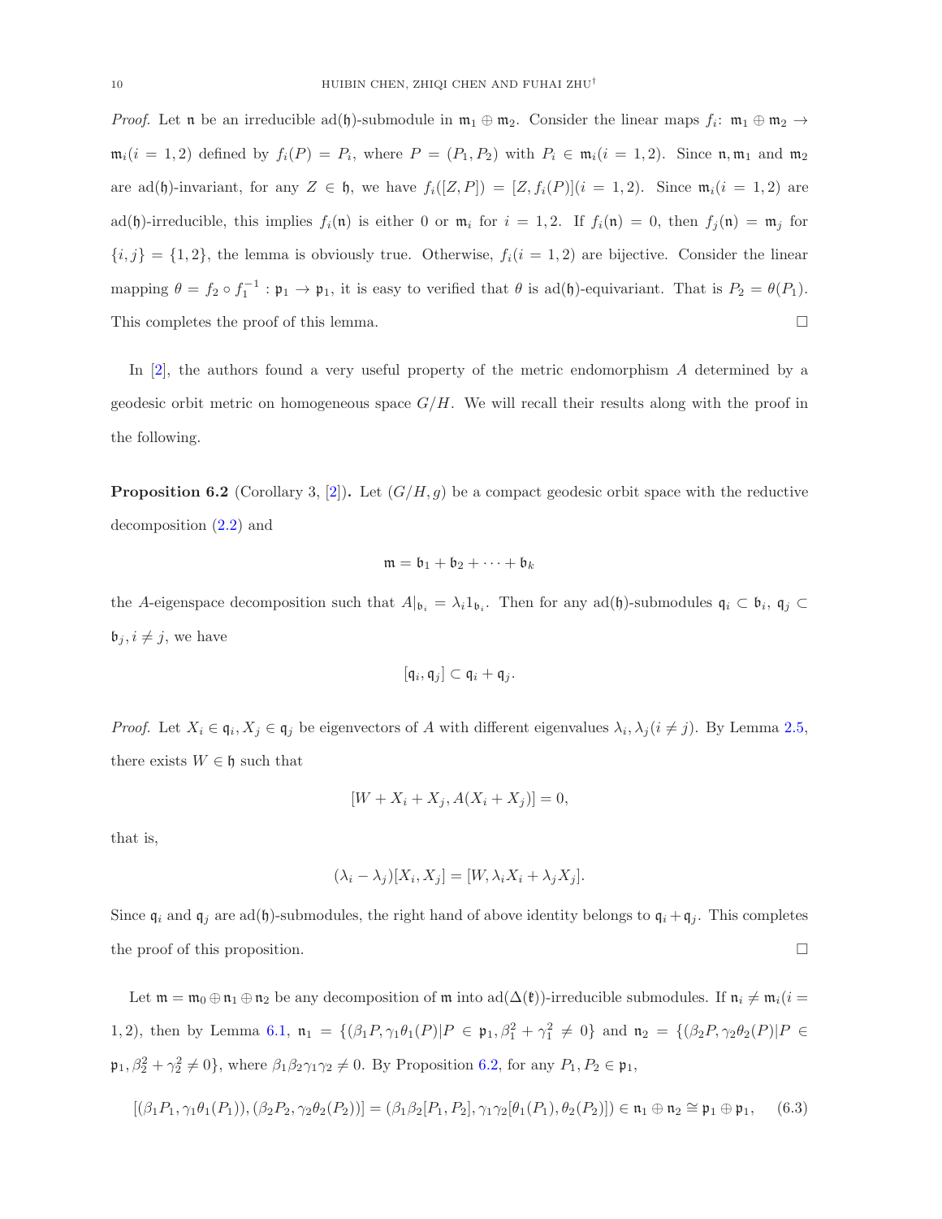*Proof.* Let $\mathfrak{n}$ be an irreducible $\mathrm{ad}(\mathfrak{h})$-submodule in $\mathfrak{m}_1 \oplus \mathfrak{m}_2$. Consider the linear maps $f_i\colon\ \mathfrak{m}_1 \oplus \mathfrak{m}_2 \to \mathfrak{m}_i (i = 1, 2)$ defined by $f_i(P) = P_i$, where $P = (P_1, P_2)$ with $P_i \in \mathfrak{m}_i (i = 1, 2)$. Since $\mathfrak{n}, \mathfrak{m}_1$ and $\mathfrak{m}_2$ are $\mathrm{ad}(\mathfrak{h})$-invariant, for any $Z \in \mathfrak{h}$, we have $f_i([Z, P]) = [Z, f_i(P)] (i = 1, 2)$. Since $\mathfrak{m}_i (i = 1, 2)$ are $\mathrm{ad}(\mathfrak{h})$-irreducible, this implies $f_i(\mathfrak{n})$ is either 0 or $\mathfrak{m}_i$ for $i = 1, 2$. If $f_i(\mathfrak{n}) = 0$, then $f_j(\mathfrak{n}) = \mathfrak{m}_j$ for $\{i, j\} = \{1, 2\}$, the lemma is obviously true. Otherwise, $f_i (i = 1, 2)$ are bijective. Consider the linear mapping $\theta = f_2 \circ f_1^{-1} : \mathfrak{p}_1 \to \mathfrak{p}_1$, it is easy to verified that $\theta$ is $\mathrm{ad}(\mathfrak{h})$-equivariant. That is $P_2 = \theta(P_1)$. This completes the proof of this lemma. □

In [2], the authors found a very useful property of the metric endomorphism $A$ determined by a geodesic orbit metric on homogeneous space $G/H$. We will recall their results along with the proof in the following.

**Proposition 6.2** (Corollary 3, [2])**.** Let $(G/H, g)$ be a compact geodesic orbit space with the reductive decomposition (2.2) and

$$\mathfrak{m} = \mathfrak{b}_1 + \mathfrak{b}_2 + \cdots + \mathfrak{b}_k$$

the $A$-eigenspace decomposition such that $A|_{\mathfrak{b}_i} = \lambda_i 1_{\mathfrak{b}_i}$. Then for any $\mathrm{ad}(\mathfrak{h})$-submodules $\mathfrak{q}_i \subset \mathfrak{b}_i$, $\mathfrak{q}_j \subset \mathfrak{b}_j, i \neq j$, we have

$$[\mathfrak{q}_i, \mathfrak{q}_j] \subset \mathfrak{q}_i + \mathfrak{q}_j.$$

*Proof.* Let $X_i \in \mathfrak{q}_i, X_j \in \mathfrak{q}_j$ be eigenvectors of $A$ with different eigenvalues $\lambda_i, \lambda_j (i \neq j)$. By Lemma 2.5, there exists $W \in \mathfrak{h}$ such that

$$[W + X_i + X_j, A(X_i + X_j)] = 0,$$

that is,

$$(\lambda_i - \lambda_j)[X_i, X_j] = [W, \lambda_i X_i + \lambda_j X_j].$$

Since $\mathfrak{q}_i$ and $\mathfrak{q}_j$ are $\mathrm{ad}(\mathfrak{h})$-submodules, the right hand of above identity belongs to $\mathfrak{q}_i + \mathfrak{q}_j$. This completes the proof of this proposition. □

Let $\mathfrak{m} = \mathfrak{m}_0 \oplus \mathfrak{n}_1 \oplus \mathfrak{n}_2$ be any decomposition of $\mathfrak{m}$ into $\mathrm{ad}(\Delta(\mathfrak{k}))$-irreducible submodules. If $\mathfrak{n}_i \neq \mathfrak{m}_i (i = 1, 2)$, then by Lemma 6.1, $\mathfrak{n}_1 = \{(\beta_1 P, \gamma_1 \theta_1(P) | P \in \mathfrak{p}_1, \beta_1^2 + \gamma_1^2 \neq 0\}$ and $\mathfrak{n}_2 = \{(\beta_2 P, \gamma_2 \theta_2(P) | P \in \mathfrak{p}_1, \beta_2^2 + \gamma_2^2 \neq 0\}$, where $\beta_1 \beta_2 \gamma_1 \gamma_2 \neq 0$. By Proposition 6.2, for any $P_1, P_2 \in \mathfrak{p}_1$,

$$[(\beta_1 P_1, \gamma_1 \theta_1(P_1)), (\beta_2 P_2, \gamma_2 \theta_2(P_2))] = (\beta_1 \beta_2 [P_1, P_2], \gamma_1 \gamma_2 [\theta_1(P_1), \theta_2(P_2)]) \in \mathfrak{n}_1 \oplus \mathfrak{n}_2 \cong \mathfrak{p}_1 \oplus \mathfrak{p}_1, \tag{6.3}$$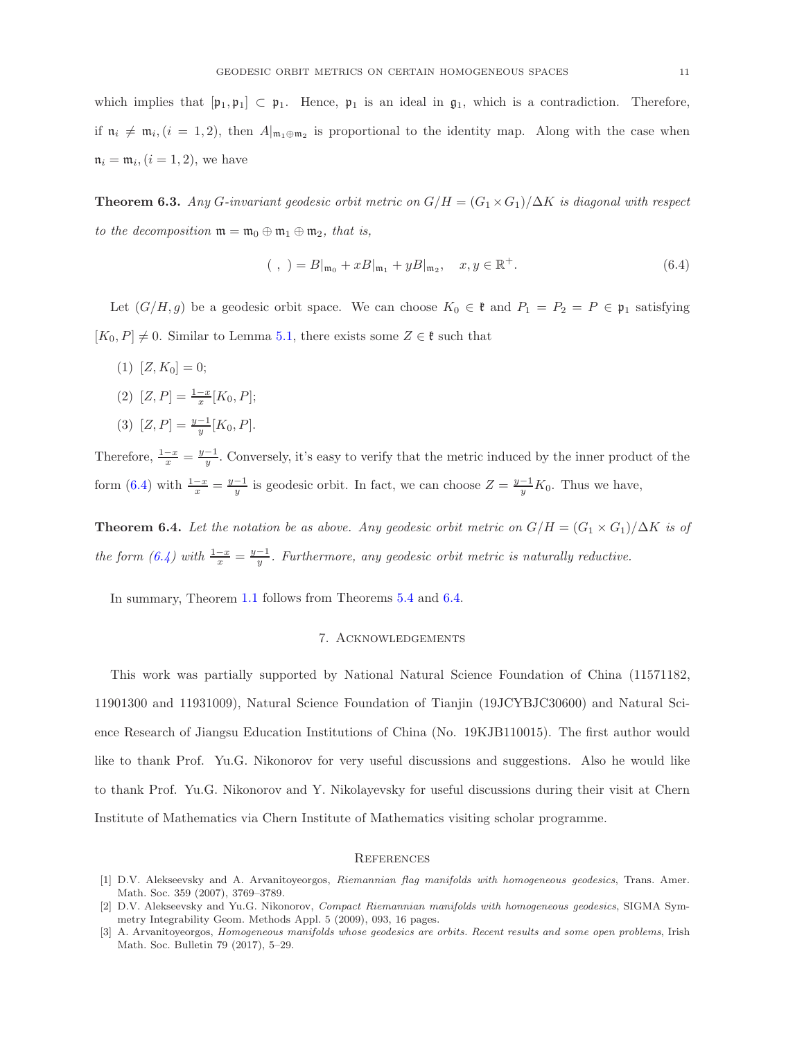which implies that $[\mathfrak{p}_1, \mathfrak{p}_1] \subset \mathfrak{p}_1$. Hence, $\mathfrak{p}_1$ is an ideal in $\mathfrak{g}_1$, which is a contradiction. Therefore, if $\mathfrak{n}_i \neq \mathfrak{m}_i, (i = 1, 2)$, then $A|_{\mathfrak{m}_1 \oplus \mathfrak{m}_2}$ is proportional to the identity map. Along with the case when $\mathfrak{n}_i = \mathfrak{m}_i, (i = 1, 2)$, we have

**Theorem 6.3.** *Any $G$-invariant geodesic orbit metric on $G/H = (G_1 \times G_1)/\Delta K$ is diagonal with respect to the decomposition $\mathfrak{m} = \mathfrak{m}_0 \oplus \mathfrak{m}_1 \oplus \mathfrak{m}_2$, that is,*

$$( \ , \ ) = B|_{\mathfrak{m}_0} + xB|_{\mathfrak{m}_1} + yB|_{\mathfrak{m}_2}, \quad x, y \in \mathbb{R}^+. \tag{6.4}$$

Let $(G/H, g)$ be a geodesic orbit space. We can choose $K_0 \in \mathfrak{k}$ and $P_1 = P_2 = P \in \mathfrak{p}_1$ satisfying $[K_0, P] \neq 0$. Similar to Lemma 5.1, there exists some $Z \in \mathfrak{k}$ such that

(1) $[Z, K_0] = 0$;

(2) $[Z, P] = \frac{1-x}{x}[K_0, P]$;

(3) $[Z, P] = \frac{y-1}{y}[K_0, P]$.

Therefore, $\frac{1-x}{x} = \frac{y-1}{y}$. Conversely, it's easy to verify that the metric induced by the inner product of the form (6.4) with $\frac{1-x}{x} = \frac{y-1}{y}$ is geodesic orbit. In fact, we can choose $Z = \frac{y-1}{y} K_0$. Thus we have,

**Theorem 6.4.** *Let the notation be as above. Any geodesic orbit metric on $G/H = (G_1 \times G_1)/\Delta K$ is of the form (6.4) with $\frac{1-x}{x} = \frac{y-1}{y}$. Furthermore, any geodesic orbit metric is naturally reductive.*

In summary, Theorem 1.1 follows from Theorems 5.4 and 6.4.

## 7. Acknowledgements

This work was partially supported by National Natural Science Foundation of China (11571182, 11901300 and 11931009), Natural Science Foundation of Tianjin (19JCYBJC30600) and Natural Science Research of Jiangsu Education Institutions of China (No. 19KJB110015). The first author would like to thank Prof. Yu.G. Nikonorov for very useful discussions and suggestions. Also he would like to thank Prof. Yu.G. Nikonorov and Y. Nikolayevsky for useful discussions during their visit at Chern Institute of Mathematics via Chern Institute of Mathematics visiting scholar programme.

## References

[1] D.V. Alekseevsky and A. Arvanitoyeorgos, *Riemannian flag manifolds with homogeneous geodesics*, Trans. Amer. Math. Soc. 359 (2007), 3769–3789.

[2] D.V. Alekseevsky and Yu.G. Nikonorov, *Compact Riemannian manifolds with homogeneous geodesics*, SIGMA Symmetry Integrability Geom. Methods Appl. 5 (2009), 093, 16 pages.

[3] A. Arvanitoyeorgos, *Homogeneous manifolds whose geodesics are orbits. Recent results and some open problems*, Irish Math. Soc. Bulletin 79 (2017), 5–29.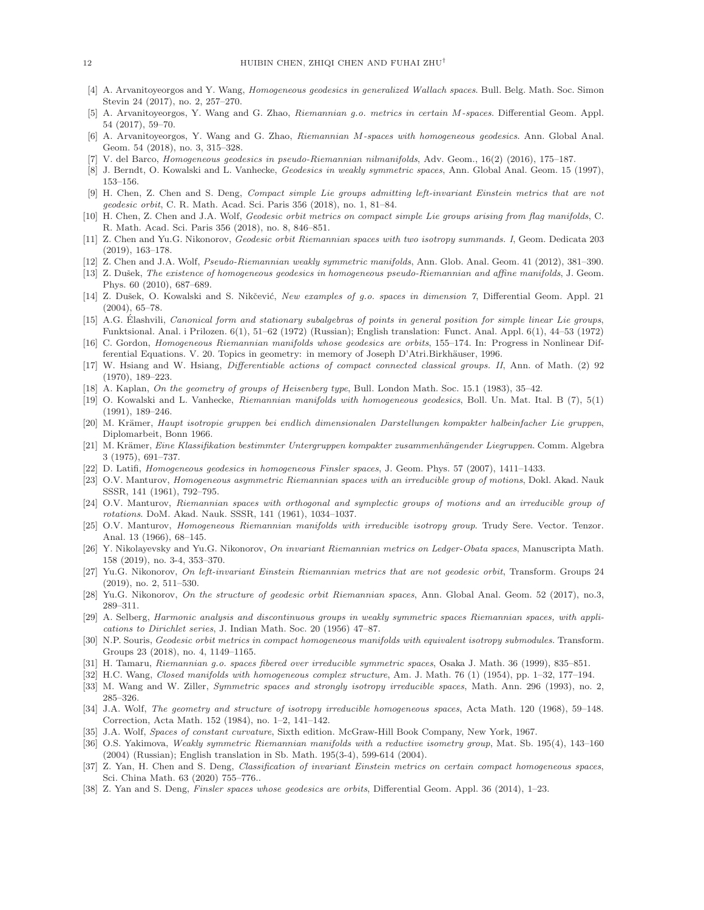[4] A. Arvanitoyeorgos and Y. Wang, *Homogeneous geodesics in generalized Wallach spaces*. Bull. Belg. Math. Soc. Simon Stevin 24 (2017), no. 2, 257–270.

[5] A. Arvanitoyeorgos, Y. Wang and G. Zhao, *Riemannian g.o. metrics in certain M-spaces*. Differential Geom. Appl. 54 (2017), 59–70.

[6] A. Arvanitoyeorgos, Y. Wang and G. Zhao, *Riemannian M-spaces with homogeneous geodesics*. Ann. Global Anal. Geom. 54 (2018), no. 3, 315–328.

[7] V. del Barco, *Homogeneous geodesics in pseudo-Riemannian nilmanifolds*, Adv. Geom., 16(2) (2016), 175–187.

[8] J. Berndt, O. Kowalski and L. Vanhecke, *Geodesics in weakly symmetric spaces*, Ann. Global Anal. Geom. 15 (1997), 153–156.

[9] H. Chen, Z. Chen and S. Deng, *Compact simple Lie groups admitting left-invariant Einstein metrics that are not geodesic orbit*, C. R. Math. Acad. Sci. Paris 356 (2018), no. 1, 81–84.

[10] H. Chen, Z. Chen and J.A. Wolf, *Geodesic orbit metrics on compact simple Lie groups arising from flag manifolds*, C. R. Math. Acad. Sci. Paris 356 (2018), no. 8, 846–851.

[11] Z. Chen and Yu.G. Nikonorov, *Geodesic orbit Riemannian spaces with two isotropy summands. I*, Geom. Dedicata 203 (2019), 163–178.

[12] Z. Chen and J.A. Wolf, *Pseudo-Riemannian weakly symmetric manifolds*, Ann. Glob. Anal. Geom. 41 (2012), 381–390.

[13] Z. Dušek, *The existence of homogeneous geodesics in homogeneous pseudo-Riemannian and affine manifolds*, J. Geom. Phys. 60 (2010), 687–689.

[14] Z. Dušek, O. Kowalski and S. Nikčević, *New examples of g.o. spaces in dimension 7*, Differential Geom. Appl. 21 (2004), 65–78.

[15] A.G. Élashvili, *Canonical form and stationary subalgebras of points in general position for simple linear Lie groups*, Funktsional. Anal. i Prilozen. 6(1), 51–62 (1972) (Russian); English translation: Funct. Anal. Appl. 6(1), 44–53 (1972)

[16] C. Gordon, *Homogeneous Riemannian manifolds whose geodesics are orbits*, 155–174. In: Progress in Nonlinear Differential Equations. V. 20. Topics in geometry: in memory of Joseph D'Atri.Birkhäuser, 1996.

[17] W. Hsiang and W. Hsiang, *Differentiable actions of compact connected classical groups. II*, Ann. of Math. (2) 92 (1970), 189–223.

[18] A. Kaplan, *On the geometry of groups of Heisenberg type*, Bull. London Math. Soc. 15.1 (1983), 35–42.

[19] O. Kowalski and L. Vanhecke, *Riemannian manifolds with homogeneous geodesics*, Boll. Un. Mat. Ital. B (7), 5(1) (1991), 189–246.

[20] M. Krämer, *Haupt isotropie gruppen bei endlich dimensionalen Darstellungen kompakter halbeinfacher Lie gruppen*, Diplomarbeit, Bonn 1966.

[21] M. Krämer, *Eine Klassifikation bestimmter Untergruppen kompakter zusammenhängender Liegruppen*. Comm. Algebra 3 (1975), 691–737.

[22] D. Latifi, *Homogeneous geodesics in homogeneous Finsler spaces*, J. Geom. Phys. 57 (2007), 1411–1433.

[23] O.V. Manturov, *Homogeneous asymmetric Riemannian spaces with an irreducible group of motions*, Dokl. Akad. Nauk SSSR, 141 (1961), 792–795.

[24] O.V. Manturov, *Riemannian spaces with orthogonal and symplectic groups of motions and an irreducible group of rotations*. DoM. Akad. Nauk. SSSR, 141 (1961), 1034–1037.

[25] O.V. Manturov, *Homogeneous Riemannian manifolds with irreducible isotropy group*. Trudy Sere. Vector. Tenzor. Anal. 13 (1966), 68–145.

[26] Y. Nikolayevsky and Yu.G. Nikonorov, *On invariant Riemannian metrics on Ledger-Obata spaces*, Manuscripta Math. 158 (2019), no. 3-4, 353–370.

[27] Yu.G. Nikonorov, *On left-invariant Einstein Riemannian metrics that are not geodesic orbit*, Transform. Groups 24 (2019), no. 2, 511–530.

[28] Yu.G. Nikonorov, *On the structure of geodesic orbit Riemannian spaces*, Ann. Global Anal. Geom. 52 (2017), no.3, 289–311.

[29] A. Selberg, *Harmonic analysis and discontinuous groups in weakly symmetric spaces Riemannian spaces, with applications to Dirichlet series*, J. Indian Math. Soc. 20 (1956) 47–87.

[30] N.P. Souris, *Geodesic orbit metrics in compact homogeneous manifolds with equivalent isotropy submodules*. Transform. Groups 23 (2018), no. 4, 1149–1165.

[31] H. Tamaru, *Riemannian g.o. spaces fibered over irreducible symmetric spaces*, Osaka J. Math. 36 (1999), 835–851.

[32] H.C. Wang, *Closed manifolds with homogeneous complex structure*, Am. J. Math. 76 (1) (1954), pp. 1–32, 177–194.

[33] M. Wang and W. Ziller, *Symmetric spaces and strongly isotropy irreducible spaces*, Math. Ann. 296 (1993), no. 2, 285–326.

[34] J.A. Wolf, *The geometry and structure of isotropy irreducible homogeneous spaces*, Acta Math. 120 (1968), 59–148. Correction, Acta Math. 152 (1984), no. 1–2, 141–142.

[35] J.A. Wolf, *Spaces of constant curvature*, Sixth edition. McGraw-Hill Book Company, New York, 1967.

[36] O.S. Yakimova, *Weakly symmetric Riemannian manifolds with a reductive isometry group*, Mat. Sb. 195(4), 143–160 (2004) (Russian); English translation in Sb. Math. 195(3-4), 599-614 (2004).

[37] Z. Yan, H. Chen and S. Deng, *Classification of invariant Einstein metrics on certain compact homogeneous spaces*, Sci. China Math. 63 (2020) 755–776..

[38] Z. Yan and S. Deng, *Finsler spaces whose geodesics are orbits*, Differential Geom. Appl. 36 (2014), 1–23.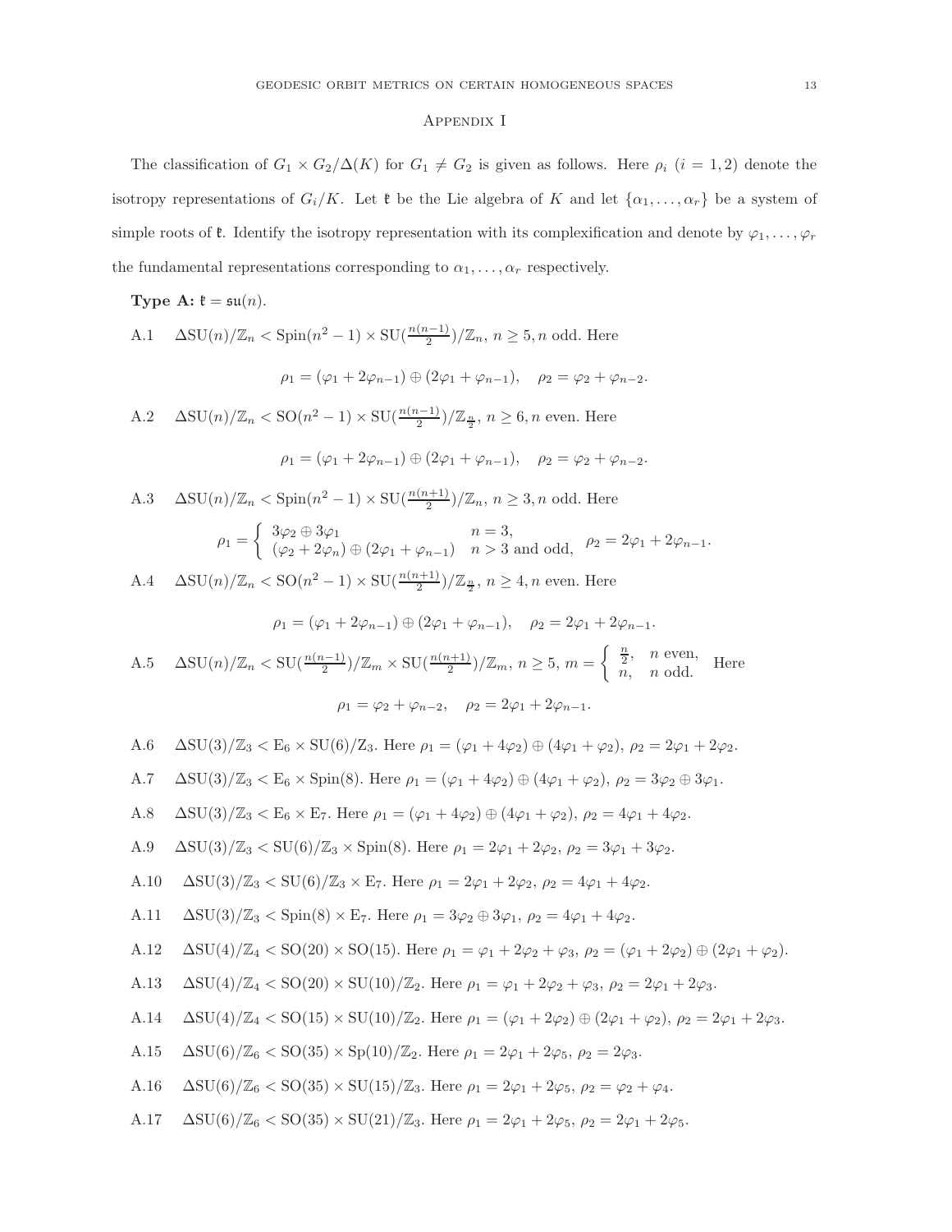## Appendix I

The classification of $G_1 \times G_2/\Delta(K)$ for $G_1 \neq G_2$ is given as follows. Here $\rho_i$ $(i = 1, 2)$ denote the isotropy representations of $G_i/K$. Let $\mathfrak{k}$ be the Lie algebra of $K$ and let $\{\alpha_1, \ldots, \alpha_r\}$ be a system of simple roots of $\mathfrak{k}$. Identify the isotropy representation with its complexification and denote by $\varphi_1, \ldots, \varphi_r$ the fundamental representations corresponding to $\alpha_1, \ldots, \alpha_r$ respectively.

**Type A:** $\mathfrak{k} = \mathfrak{su}(n)$.

A.1 $\Delta\mathrm{SU}(n)/\mathbb{Z}_n < \mathrm{Spin}(n^2-1) \times \mathrm{SU}(\frac{n(n-1)}{2})/\mathbb{Z}_n$, $n \geq 5, n$ odd. Here

$$\rho_1 = (\varphi_1 + 2\varphi_{n-1}) \oplus (2\varphi_1 + \varphi_{n-1}), \quad \rho_2 = \varphi_2 + \varphi_{n-2}.$$

A.2 $\Delta\mathrm{SU}(n)/\mathbb{Z}_n < \mathrm{SO}(n^2-1) \times \mathrm{SU}(\frac{n(n-1)}{2})/\mathbb{Z}_{\frac{n}{2}}$, $n \geq 6, n$ even. Here

$$\rho_1 = (\varphi_1 + 2\varphi_{n-1}) \oplus (2\varphi_1 + \varphi_{n-1}), \quad \rho_2 = \varphi_2 + \varphi_{n-2}.$$

A.3 $\Delta\mathrm{SU}(n)/\mathbb{Z}_n < \mathrm{Spin}(n^2-1) \times \mathrm{SU}(\frac{n(n+1)}{2})/\mathbb{Z}_n$, $n \geq 3, n$ odd. Here

$$\rho_1 = \begin{cases} 3\varphi_2 \oplus 3\varphi_1 & n = 3, \\ (\varphi_2 + 2\varphi_n) \oplus (2\varphi_1 + \varphi_{n-1}) & n > 3 \text{ and odd}, \end{cases} \quad \rho_2 = 2\varphi_1 + 2\varphi_{n-1}.$$

A.4 $\Delta\mathrm{SU}(n)/\mathbb{Z}_n < \mathrm{SO}(n^2-1) \times \mathrm{SU}(\frac{n(n+1)}{2})/\mathbb{Z}_{\frac{n}{2}}$, $n \geq 4, n$ even. Here

$$\rho_1 = (\varphi_1 + 2\varphi_{n-1}) \oplus (2\varphi_1 + \varphi_{n-1}), \quad \rho_2 = 2\varphi_1 + 2\varphi_{n-1}.$$

A.5 $\Delta\mathrm{SU}(n)/\mathbb{Z}_n < \mathrm{SU}(\frac{n(n-1)}{2})/\mathbb{Z}_m \times \mathrm{SU}(\frac{n(n+1)}{2})/\mathbb{Z}_m$, $n \geq 5$, $m = \begin{cases} \frac{n}{2}, & n \text{ even}, \\ n, & n \text{ odd}. \end{cases}$ Here

$$\rho_1 = \varphi_2 + \varphi_{n-2}, \quad \rho_2 = 2\varphi_1 + 2\varphi_{n-1}.$$

A.6 $\Delta\mathrm{SU}(3)/\mathbb{Z}_3 < \mathrm{E}_6 \times \mathrm{SU}(6)/\mathbb{Z}_3$. Here $\rho_1 = (\varphi_1 + 4\varphi_2) \oplus (4\varphi_1 + \varphi_2)$, $\rho_2 = 2\varphi_1 + 2\varphi_2$.

A.7 $\Delta\mathrm{SU}(3)/\mathbb{Z}_3 < \mathrm{E}_6 \times \mathrm{Spin}(8)$. Here $\rho_1 = (\varphi_1 + 4\varphi_2) \oplus (4\varphi_1 + \varphi_2)$, $\rho_2 = 3\varphi_2 \oplus 3\varphi_1$.

A.8 $\Delta\mathrm{SU}(3)/\mathbb{Z}_3 < \mathrm{E}_6 \times \mathrm{E}_7$. Here $\rho_1 = (\varphi_1 + 4\varphi_2) \oplus (4\varphi_1 + \varphi_2)$, $\rho_2 = 4\varphi_1 + 4\varphi_2$.

A.9 $\Delta\mathrm{SU}(3)/\mathbb{Z}_3 < \mathrm{SU}(6)/\mathbb{Z}_3 \times \mathrm{Spin}(8)$. Here $\rho_1 = 2\varphi_1 + 2\varphi_2$, $\rho_2 = 3\varphi_1 + 3\varphi_2$.

A.10 $\Delta\mathrm{SU}(3)/\mathbb{Z}_3 < \mathrm{SU}(6)/\mathbb{Z}_3 \times \mathrm{E}_7$. Here $\rho_1 = 2\varphi_1 + 2\varphi_2$, $\rho_2 = 4\varphi_1 + 4\varphi_2$.

A.11 $\Delta\mathrm{SU}(3)/\mathbb{Z}_3 < \mathrm{Spin}(8) \times \mathrm{E}_7$. Here $\rho_1 = 3\varphi_2 \oplus 3\varphi_1$, $\rho_2 = 4\varphi_1 + 4\varphi_2$.

A.12 $\Delta\mathrm{SU}(4)/\mathbb{Z}_4 < \mathrm{SO}(20) \times \mathrm{SO}(15)$. Here $\rho_1 = \varphi_1 + 2\varphi_2 + \varphi_3$, $\rho_2 = (\varphi_1 + 2\varphi_2) \oplus (2\varphi_1 + \varphi_2)$.

A.13 $\Delta\mathrm{SU}(4)/\mathbb{Z}_4 < \mathrm{SO}(20) \times \mathrm{SU}(10)/\mathbb{Z}_2$. Here $\rho_1 = \varphi_1 + 2\varphi_2 + \varphi_3$, $\rho_2 = 2\varphi_1 + 2\varphi_3$.

A.14 $\Delta\mathrm{SU}(4)/\mathbb{Z}_4 < \mathrm{SO}(15) \times \mathrm{SU}(10)/\mathbb{Z}_2$. Here $\rho_1 = (\varphi_1 + 2\varphi_2) \oplus (2\varphi_1 + \varphi_2)$, $\rho_2 = 2\varphi_1 + 2\varphi_3$.

A.15 $\Delta\mathrm{SU}(6)/\mathbb{Z}_6 < \mathrm{SO}(35) \times \mathrm{Sp}(10)/\mathbb{Z}_2$. Here $\rho_1 = 2\varphi_1 + 2\varphi_5$, $\rho_2 = 2\varphi_3$.

A.16 $\Delta\mathrm{SU}(6)/\mathbb{Z}_6 < \mathrm{SO}(35) \times \mathrm{SU}(15)/\mathbb{Z}_3$. Here $\rho_1 = 2\varphi_1 + 2\varphi_5$, $\rho_2 = \varphi_2 + \varphi_4$.

A.17 $\Delta\mathrm{SU}(6)/\mathbb{Z}_6 < \mathrm{SO}(35) \times \mathrm{SU}(21)/\mathbb{Z}_3$. Here $\rho_1 = 2\varphi_1 + 2\varphi_5$, $\rho_2 = 2\varphi_1 + 2\varphi_5$.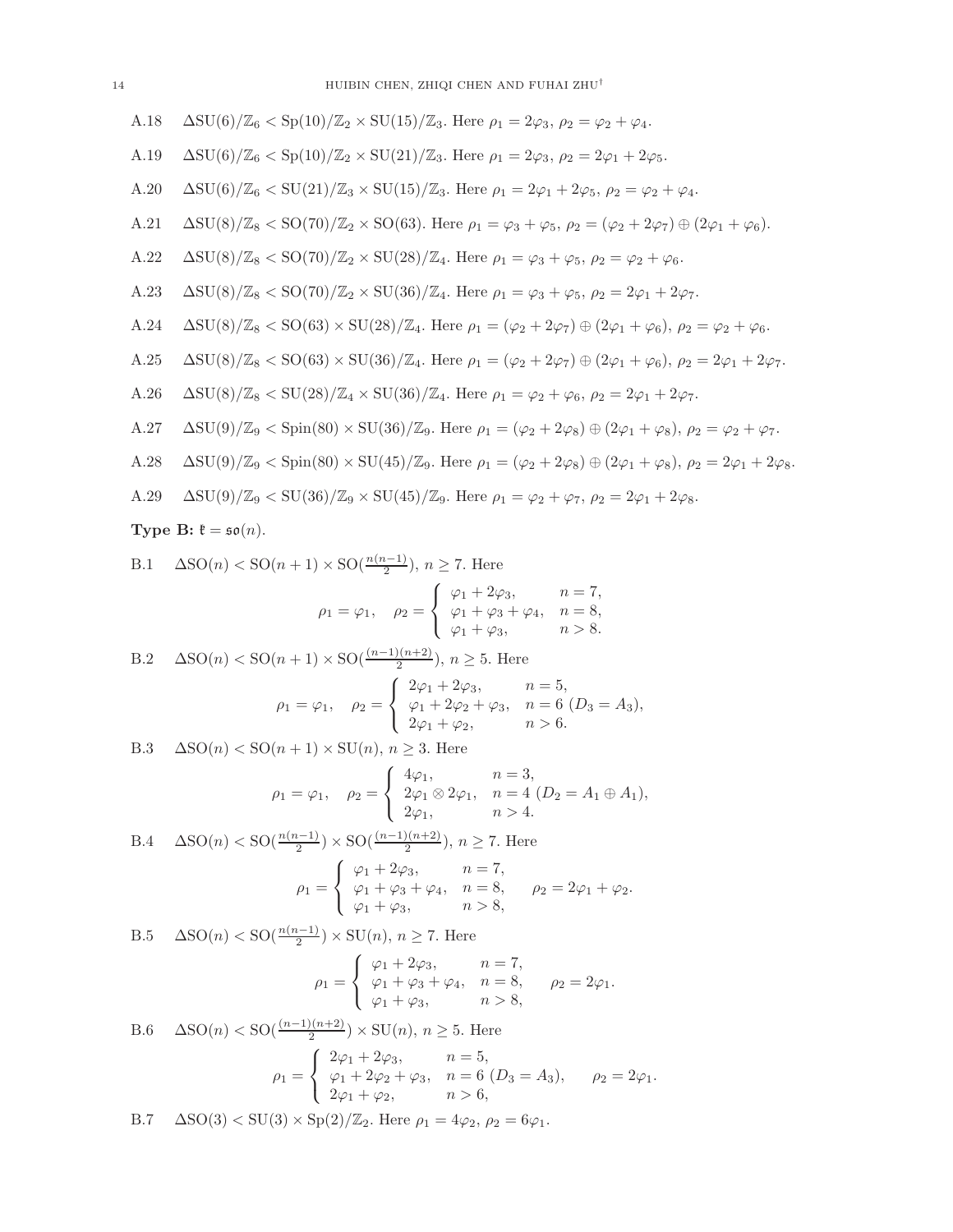A.18 $\Delta\mathrm{SU}(6)/\mathbb{Z}_6 < \mathrm{Sp}(10)/\mathbb{Z}_2 \times \mathrm{SU}(15)/\mathbb{Z}_3$. Here $\rho_1 = 2\varphi_3$, $\rho_2 = \varphi_2 + \varphi_4$.

A.19 $\Delta\mathrm{SU}(6)/\mathbb{Z}_6 < \mathrm{Sp}(10)/\mathbb{Z}_2 \times \mathrm{SU}(21)/\mathbb{Z}_3$. Here $\rho_1 = 2\varphi_3$, $\rho_2 = 2\varphi_1 + 2\varphi_5$.

A.20 $\Delta\mathrm{SU}(6)/\mathbb{Z}_6 < \mathrm{SU}(21)/\mathbb{Z}_3 \times \mathrm{SU}(15)/\mathbb{Z}_3$. Here $\rho_1 = 2\varphi_1 + 2\varphi_5$, $\rho_2 = \varphi_2 + \varphi_4$.

A.21 $\Delta\mathrm{SU}(8)/\mathbb{Z}_8 < \mathrm{SO}(70)/\mathbb{Z}_2 \times \mathrm{SO}(63)$. Here $\rho_1 = \varphi_3 + \varphi_5$, $\rho_2 = (\varphi_2 + 2\varphi_7) \oplus (2\varphi_1 + \varphi_6)$.

A.22 $\Delta\mathrm{SU}(8)/\mathbb{Z}_8 < \mathrm{SO}(70)/\mathbb{Z}_2 \times \mathrm{SU}(28)/\mathbb{Z}_4$. Here $\rho_1 = \varphi_3 + \varphi_5$, $\rho_2 = \varphi_2 + \varphi_6$.

A.23 $\Delta\mathrm{SU}(8)/\mathbb{Z}_8 < \mathrm{SO}(70)/\mathbb{Z}_2 \times \mathrm{SU}(36)/\mathbb{Z}_4$. Here $\rho_1 = \varphi_3 + \varphi_5$, $\rho_2 = 2\varphi_1 + 2\varphi_7$.

A.24 $\Delta\mathrm{SU}(8)/\mathbb{Z}_8 < \mathrm{SO}(63) \times \mathrm{SU}(28)/\mathbb{Z}_4$. Here $\rho_1 = (\varphi_2 + 2\varphi_7) \oplus (2\varphi_1 + \varphi_6)$, $\rho_2 = \varphi_2 + \varphi_6$.

A.25 $\Delta\mathrm{SU}(8)/\mathbb{Z}_8 < \mathrm{SO}(63) \times \mathrm{SU}(36)/\mathbb{Z}_4$. Here $\rho_1 = (\varphi_2 + 2\varphi_7) \oplus (2\varphi_1 + \varphi_6)$, $\rho_2 = 2\varphi_1 + 2\varphi_7$.

A.26 $\Delta\mathrm{SU}(8)/\mathbb{Z}_8 < \mathrm{SU}(28)/\mathbb{Z}_4 \times \mathrm{SU}(36)/\mathbb{Z}_4$. Here $\rho_1 = \varphi_2 + \varphi_6$, $\rho_2 = 2\varphi_1 + 2\varphi_7$.

A.27 $\Delta\mathrm{SU}(9)/\mathbb{Z}_9 < \mathrm{Spin}(80) \times \mathrm{SU}(36)/\mathbb{Z}_9$. Here $\rho_1 = (\varphi_2 + 2\varphi_8) \oplus (2\varphi_1 + \varphi_8)$, $\rho_2 = \varphi_2 + \varphi_7$.

A.28 $\Delta\mathrm{SU}(9)/\mathbb{Z}_9 < \mathrm{Spin}(80) \times \mathrm{SU}(45)/\mathbb{Z}_9$. Here $\rho_1 = (\varphi_2 + 2\varphi_8) \oplus (2\varphi_1 + \varphi_8)$, $\rho_2 = 2\varphi_1 + 2\varphi_8$.

A.29 $\Delta\mathrm{SU}(9)/\mathbb{Z}_9 < \mathrm{SU}(36)/\mathbb{Z}_9 \times \mathrm{SU}(45)/\mathbb{Z}_9$. Here $\rho_1 = \varphi_2 + \varphi_7$, $\rho_2 = 2\varphi_1 + 2\varphi_8$.

**Type B:** $\mathfrak{k} = \mathfrak{so}(n)$.

B.1 $\Delta\mathrm{SO}(n) < \mathrm{SO}(n+1) \times \mathrm{SO}(\frac{n(n-1)}{2})$, $n \geq 7$. Here

$$\rho_1 = \varphi_1, \quad \rho_2 = \begin{cases} \varphi_1 + 2\varphi_3, & n = 7, \\ \varphi_1 + \varphi_3 + \varphi_4, & n = 8, \\ \varphi_1 + \varphi_3, & n > 8. \end{cases}$$

B.2 $\Delta\mathrm{SO}(n) < \mathrm{SO}(n+1) \times \mathrm{SO}(\frac{(n-1)(n+2)}{2})$, $n \geq 5$. Here

$$\rho_1 = \varphi_1, \quad \rho_2 = \begin{cases} 2\varphi_1 + 2\varphi_3, & n = 5, \\ \varphi_1 + 2\varphi_2 + \varphi_3, & n = 6 \ (D_3 = A_3), \\ 2\varphi_1 + \varphi_2, & n > 6. \end{cases}$$

B.3 $\Delta\mathrm{SO}(n) < \mathrm{SO}(n+1) \times \mathrm{SU}(n)$, $n \geq 3$. Here

$$\rho_1 = \varphi_1, \quad \rho_2 = \begin{cases} 4\varphi_1, & n = 3, \\ 2\varphi_1 \otimes 2\varphi_1, & n = 4 \ (D_2 = A_1 \oplus A_1), \\ 2\varphi_1, & n > 4. \end{cases}$$

B.4 $\Delta\mathrm{SO}(n) < \mathrm{SO}(\frac{n(n-1)}{2}) \times \mathrm{SO}(\frac{(n-1)(n+2)}{2})$, $n \geq 7$. Here

$$\rho_1 = \begin{cases} \varphi_1 + 2\varphi_3, & n = 7, \\ \varphi_1 + \varphi_3 + \varphi_4, & n = 8, \\ \varphi_1 + \varphi_3, & n > 8, \end{cases} \quad \rho_2 = 2\varphi_1 + \varphi_2.$$

B.5 $\Delta\mathrm{SO}(n) < \mathrm{SO}(\frac{n(n-1)}{2}) \times \mathrm{SU}(n)$, $n \geq 7$. Here

$$\rho_1 = \begin{cases} \varphi_1 + 2\varphi_3, & n = 7, \\ \varphi_1 + \varphi_3 + \varphi_4, & n = 8, \\ \varphi_1 + \varphi_3, & n > 8, \end{cases} \quad \rho_2 = 2\varphi_1.$$

B.6 $\Delta\mathrm{SO}(n) < \mathrm{SO}(\frac{(n-1)(n+2)}{2}) \times \mathrm{SU}(n)$, $n \geq 5$. Here

$$\rho_1 = \begin{cases} 2\varphi_1 + 2\varphi_3, & n = 5, \\ \varphi_1 + 2\varphi_2 + \varphi_3, & n = 6 \ (D_3 = A_3), \\ 2\varphi_1 + \varphi_2, & n > 6, \end{cases} \quad \rho_2 = 2\varphi_1.$$

B.7 $\Delta\mathrm{SO}(3) < \mathrm{SU}(3) \times \mathrm{Sp}(2)/\mathbb{Z}_2$. Here $\rho_1 = 4\varphi_2$, $\rho_2 = 6\varphi_1$.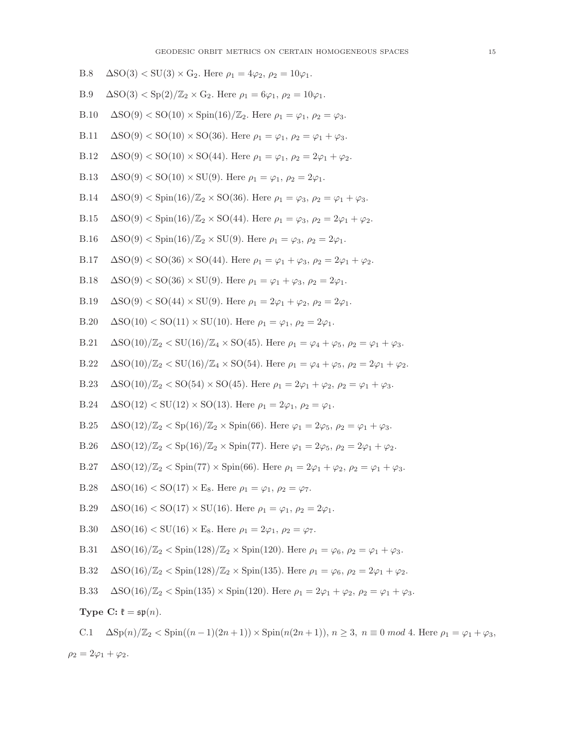B.8 $\Delta\mathrm{SO}(3) < \mathrm{SU}(3) \times \mathrm{G}_2$. Here $\rho_1 = 4\varphi_2$, $\rho_2 = 10\varphi_1$.

B.9 $\Delta\mathrm{SO}(3) < \mathrm{Sp}(2)/\mathbb{Z}_2 \times \mathrm{G}_2$. Here $\rho_1 = 6\varphi_1$, $\rho_2 = 10\varphi_1$.

B.10 $\Delta\mathrm{SO}(9) < \mathrm{SO}(10) \times \mathrm{Spin}(16)/\mathbb{Z}_2$. Here $\rho_1 = \varphi_1$, $\rho_2 = \varphi_3$.

B.11 $\Delta\mathrm{SO}(9) < \mathrm{SO}(10) \times \mathrm{SO}(36)$. Here $\rho_1 = \varphi_1$, $\rho_2 = \varphi_1 + \varphi_3$.

B.12 $\Delta\mathrm{SO}(9) < \mathrm{SO}(10) \times \mathrm{SO}(44)$. Here $\rho_1 = \varphi_1$, $\rho_2 = 2\varphi_1 + \varphi_2$.

B.13 $\Delta\mathrm{SO}(9) < \mathrm{SO}(10) \times \mathrm{SU}(9)$. Here $\rho_1 = \varphi_1$, $\rho_2 = 2\varphi_1$.

B.14 $\Delta\mathrm{SO}(9) < \mathrm{Spin}(16)/\mathbb{Z}_2 \times \mathrm{SO}(36)$. Here $\rho_1 = \varphi_3$, $\rho_2 = \varphi_1 + \varphi_3$.

B.15 $\Delta\mathrm{SO}(9) < \mathrm{Spin}(16)/\mathbb{Z}_2 \times \mathrm{SO}(44)$. Here $\rho_1 = \varphi_3$, $\rho_2 = 2\varphi_1 + \varphi_2$.

B.16 $\Delta\mathrm{SO}(9) < \mathrm{Spin}(16)/\mathbb{Z}_2 \times \mathrm{SU}(9)$. Here $\rho_1 = \varphi_3$, $\rho_2 = 2\varphi_1$.

B.17 $\Delta\mathrm{SO}(9) < \mathrm{SO}(36) \times \mathrm{SO}(44)$. Here $\rho_1 = \varphi_1 + \varphi_3$, $\rho_2 = 2\varphi_1 + \varphi_2$.

B.18 $\Delta\mathrm{SO}(9) < \mathrm{SO}(36) \times \mathrm{SU}(9)$. Here $\rho_1 = \varphi_1 + \varphi_3$, $\rho_2 = 2\varphi_1$.

B.19 $\Delta\mathrm{SO}(9) < \mathrm{SO}(44) \times \mathrm{SU}(9)$. Here $\rho_1 = 2\varphi_1 + \varphi_2$, $\rho_2 = 2\varphi_1$.

B.20 $\Delta\mathrm{SO}(10) < \mathrm{SO}(11) \times \mathrm{SU}(10)$. Here $\rho_1 = \varphi_1$, $\rho_2 = 2\varphi_1$.

B.21 $\Delta\mathrm{SO}(10)/\mathbb{Z}_2 < \mathrm{SU}(16)/\mathbb{Z}_4 \times \mathrm{SO}(45)$. Here $\rho_1 = \varphi_4 + \varphi_5$, $\rho_2 = \varphi_1 + \varphi_3$.

B.22 $\Delta\mathrm{SO}(10)/\mathbb{Z}_2 < \mathrm{SU}(16)/\mathbb{Z}_4 \times \mathrm{SO}(54)$. Here $\rho_1 = \varphi_4 + \varphi_5$, $\rho_2 = 2\varphi_1 + \varphi_2$.

B.23 $\Delta\mathrm{SO}(10)/\mathbb{Z}_2 < \mathrm{SO}(54) \times \mathrm{SO}(45)$. Here $\rho_1 = 2\varphi_1 + \varphi_2$, $\rho_2 = \varphi_1 + \varphi_3$.

B.24 $\Delta\mathrm{SO}(12) < \mathrm{SU}(12) \times \mathrm{SO}(13)$. Here $\rho_1 = 2\varphi_1$, $\rho_2 = \varphi_1$.

B.25 $\Delta\mathrm{SO}(12)/\mathbb{Z}_2 < \mathrm{Sp}(16)/\mathbb{Z}_2 \times \mathrm{Spin}(66)$. Here $\varphi_1 = 2\varphi_5$, $\rho_2 = \varphi_1 + \varphi_3$.

B.26 $\Delta\mathrm{SO}(12)/\mathbb{Z}_2 < \mathrm{Sp}(16)/\mathbb{Z}_2 \times \mathrm{Spin}(77)$. Here $\varphi_1 = 2\varphi_5$, $\rho_2 = 2\varphi_1 + \varphi_2$.

B.27 $\Delta\mathrm{SO}(12)/\mathbb{Z}_2 < \mathrm{Spin}(77) \times \mathrm{Spin}(66)$. Here $\rho_1 = 2\varphi_1 + \varphi_2$, $\rho_2 = \varphi_1 + \varphi_3$.

B.28 $\Delta\mathrm{SO}(16) < \mathrm{SO}(17) \times \mathrm{E}_8$. Here $\rho_1 = \varphi_1$, $\rho_2 = \varphi_7$.

B.29 $\Delta\mathrm{SO}(16) < \mathrm{SO}(17) \times \mathrm{SU}(16)$. Here $\rho_1 = \varphi_1$, $\rho_2 = 2\varphi_1$.

B.30 $\Delta\mathrm{SO}(16) < \mathrm{SU}(16) \times \mathrm{E}_8$. Here $\rho_1 = 2\varphi_1$, $\rho_2 = \varphi_7$.

B.31 $\Delta\mathrm{SO}(16)/\mathbb{Z}_2 < \mathrm{Spin}(128)/\mathbb{Z}_2 \times \mathrm{Spin}(120)$. Here $\rho_1 = \varphi_6$, $\rho_2 = \varphi_1 + \varphi_3$.

B.32 $\Delta\mathrm{SO}(16)/\mathbb{Z}_2 < \mathrm{Spin}(128)/\mathbb{Z}_2 \times \mathrm{Spin}(135)$. Here $\rho_1 = \varphi_6$, $\rho_2 = 2\varphi_1 + \varphi_2$.

B.33 $\Delta\mathrm{SO}(16)/\mathbb{Z}_2 < \mathrm{Spin}(135) \times \mathrm{Spin}(120)$. Here $\rho_1 = 2\varphi_1 + \varphi_2$, $\rho_2 = \varphi_1 + \varphi_3$.

**Type C:** $\mathfrak{k} = \mathfrak{sp}(n)$.

C.1 $\Delta\mathrm{Sp}(n)/\mathbb{Z}_2 < \mathrm{Spin}((n-1)(2n+1)) \times \mathrm{Spin}(n(2n+1))$, $n \geq 3$, $n \equiv 0 \ mod\ 4$. Here $\rho_1 = \varphi_1 + \varphi_3$, $\rho_2 = 2\varphi_1 + \varphi_2$.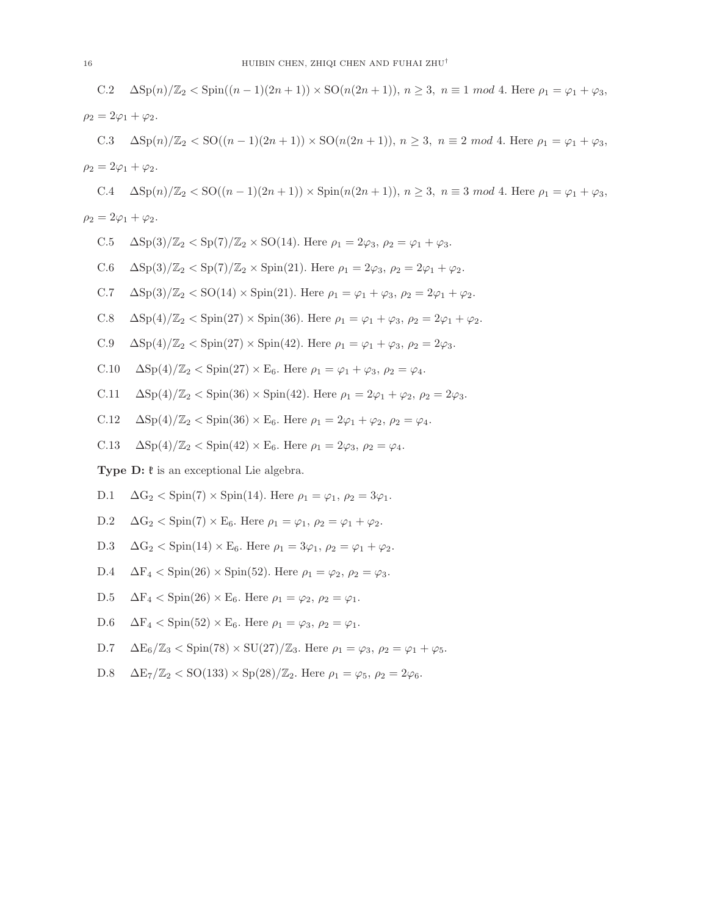C.2 $\quad \Delta\mathrm{Sp}(n)/\mathbb{Z}_2 < \mathrm{Spin}((n-1)(2n+1)) \times \mathrm{SO}(n(2n+1))$, $n \geq 3,\ n \equiv 1 \ mod\ 4$. Here $\rho_1 = \varphi_1 + \varphi_3$, $\rho_2 = 2\varphi_1 + \varphi_2$.

C.3 $\quad \Delta\mathrm{Sp}(n)/\mathbb{Z}_2 < \mathrm{SO}((n-1)(2n+1)) \times \mathrm{SO}(n(2n+1))$, $n \geq 3,\ n \equiv 2 \ mod\ 4$. Here $\rho_1 = \varphi_1 + \varphi_3$, $\rho_2 = 2\varphi_1 + \varphi_2$.

C.4 $\quad \Delta\mathrm{Sp}(n)/\mathbb{Z}_2 < \mathrm{SO}((n-1)(2n+1)) \times \mathrm{Spin}(n(2n+1))$, $n \geq 3,\ n \equiv 3 \ mod\ 4$. Here $\rho_1 = \varphi_1 + \varphi_3$, $\rho_2 = 2\varphi_1 + \varphi_2$.

C.5 $\quad \Delta\mathrm{Sp}(3)/\mathbb{Z}_2 < \mathrm{Sp}(7)/\mathbb{Z}_2 \times \mathrm{SO}(14)$. Here $\rho_1 = 2\varphi_3$, $\rho_2 = \varphi_1 + \varphi_3$.

C.6 $\quad \Delta\mathrm{Sp}(3)/\mathbb{Z}_2 < \mathrm{Sp}(7)/\mathbb{Z}_2 \times \mathrm{Spin}(21)$. Here $\rho_1 = 2\varphi_3$, $\rho_2 = 2\varphi_1 + \varphi_2$.

C.7 $\quad \Delta\mathrm{Sp}(3)/\mathbb{Z}_2 < \mathrm{SO}(14) \times \mathrm{Spin}(21)$. Here $\rho_1 = \varphi_1 + \varphi_3$, $\rho_2 = 2\varphi_1 + \varphi_2$.

C.8 $\quad \Delta\mathrm{Sp}(4)/\mathbb{Z}_2 < \mathrm{Spin}(27) \times \mathrm{Spin}(36)$. Here $\rho_1 = \varphi_1 + \varphi_3$, $\rho_2 = 2\varphi_1 + \varphi_2$.

C.9 $\quad \Delta\mathrm{Sp}(4)/\mathbb{Z}_2 < \mathrm{Spin}(27) \times \mathrm{Spin}(42)$. Here $\rho_1 = \varphi_1 + \varphi_3$, $\rho_2 = 2\varphi_3$.

C.10 $\quad \Delta\mathrm{Sp}(4)/\mathbb{Z}_2 < \mathrm{Spin}(27) \times \mathrm{E}_6$. Here $\rho_1 = \varphi_1 + \varphi_3$, $\rho_2 = \varphi_4$.

C.11 $\quad \Delta\mathrm{Sp}(4)/\mathbb{Z}_2 < \mathrm{Spin}(36) \times \mathrm{Spin}(42)$. Here $\rho_1 = 2\varphi_1 + \varphi_2$, $\rho_2 = 2\varphi_3$.

C.12 $\quad \Delta\mathrm{Sp}(4)/\mathbb{Z}_2 < \mathrm{Spin}(36) \times \mathrm{E}_6$. Here $\rho_1 = 2\varphi_1 + \varphi_2$, $\rho_2 = \varphi_4$.

C.13 $\quad \Delta\mathrm{Sp}(4)/\mathbb{Z}_2 < \mathrm{Spin}(42) \times \mathrm{E}_6$. Here $\rho_1 = 2\varphi_3$, $\rho_2 = \varphi_4$.

**Type D:** $\mathfrak{k}$ is an exceptional Lie algebra.

D.1 $\quad \Delta\mathrm{G}_2 < \mathrm{Spin}(7) \times \mathrm{Spin}(14)$. Here $\rho_1 = \varphi_1$, $\rho_2 = 3\varphi_1$.

D.2 $\quad \Delta\mathrm{G}_2 < \mathrm{Spin}(7) \times \mathrm{E}_6$. Here $\rho_1 = \varphi_1$, $\rho_2 = \varphi_1 + \varphi_2$.

D.3 $\quad \Delta\mathrm{G}_2 < \mathrm{Spin}(14) \times \mathrm{E}_6$. Here $\rho_1 = 3\varphi_1$, $\rho_2 = \varphi_1 + \varphi_2$.

D.4 $\quad \Delta\mathrm{F}_4 < \mathrm{Spin}(26) \times \mathrm{Spin}(52)$. Here $\rho_1 = \varphi_2$, $\rho_2 = \varphi_3$.

D.5 $\quad \Delta\mathrm{F}_4 < \mathrm{Spin}(26) \times \mathrm{E}_6$. Here $\rho_1 = \varphi_2$, $\rho_2 = \varphi_1$.

D.6 $\quad \Delta\mathrm{F}_4 < \mathrm{Spin}(52) \times \mathrm{E}_6$. Here $\rho_1 = \varphi_3$, $\rho_2 = \varphi_1$.

D.7 $\quad \Delta\mathrm{E}_6/\mathbb{Z}_3 < \mathrm{Spin}(78) \times \mathrm{SU}(27)/\mathbb{Z}_3$. Here $\rho_1 = \varphi_3$, $\rho_2 = \varphi_1 + \varphi_5$.

D.8 $\quad \Delta\mathrm{E}_7/\mathbb{Z}_2 < \mathrm{SO}(133) \times \mathrm{Sp}(28)/\mathbb{Z}_2$. Here $\rho_1 = \varphi_5$, $\rho_2 = 2\varphi_6$.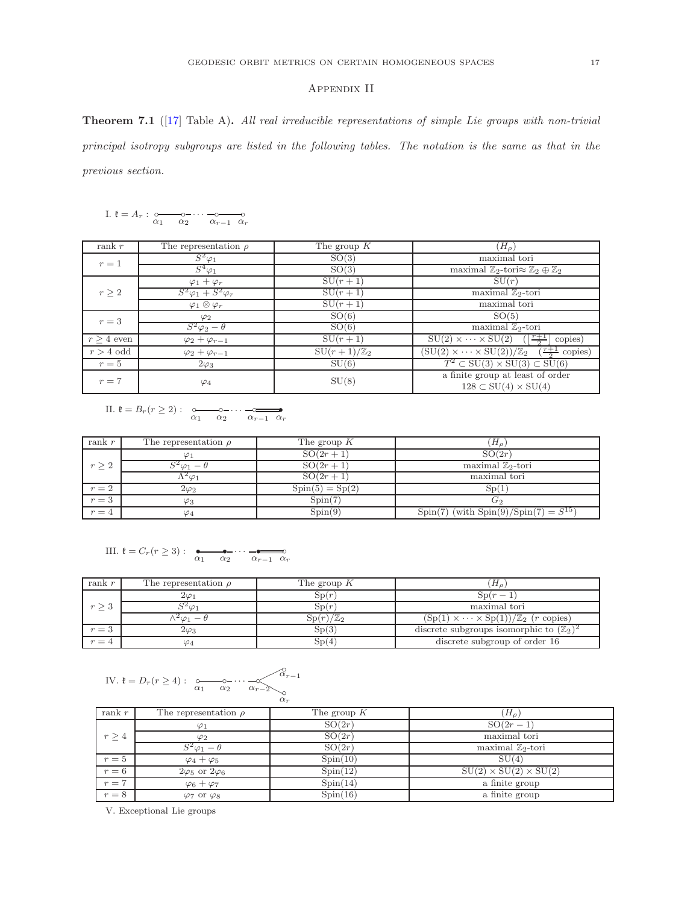## Appendix II

**Theorem 7.1** ([17] Table A)**.** *All real irreducible representations of simple Lie groups with non-trivial principal isotropy subgroups are listed in the following tables. The notation is the same as that in the previous section.*

I. $\mathfrak{k} = A_r$ : $\alpha_1 \; \alpha_2 \cdots \alpha_{r-1} \; \alpha_r$

| rank $r$ | The representation $\rho$ | The group $K$ | $(H_\rho)$ |
|---|---|---|---|
| $r=1$ | $S^2\varphi_1$ | SO(3) | maximal tori |
| | $S^4\varphi_1$ | SO(3) | maximal $\mathbb{Z}_2$-tori$\approx \mathbb{Z}_2 \oplus \mathbb{Z}_2$ |
| $r \geq 2$ | $\varphi_1 + \varphi_r$ | $\mathrm{SU}(r+1)$ | $\mathrm{SU}(r)$ |
| | $S^2\varphi_1 + S^2\varphi_r$ | $\mathrm{SU}(r+1)$ | maximal $\mathbb{Z}_2$-tori |
| | $\varphi_1 \otimes \varphi_r$ | $\mathrm{SU}(r+1)$ | maximal tori |
| $r=3$ | $\varphi_2$ | SO(6) | SO(5) |
| | $S^2\varphi_2 - \theta$ | SO(6) | maximal $\mathbb{Z}_2$-tori |
| $r \geq 4$ even | $\varphi_2 + \varphi_{r-1}$ | $\mathrm{SU}(r+1)$ | $\mathrm{SU}(2) \times \cdots \times \mathrm{SU}(2)$ $\;(\lfloor \frac{r+1}{2} \rfloor$ copies) |
| $r > 4$ odd | $\varphi_2 + \varphi_{r-1}$ | $\mathrm{SU}(r+1)/\mathbb{Z}_2$ | $(\mathrm{SU}(2) \times \cdots \times \mathrm{SU}(2))/\mathbb{Z}_2$ $\;(\frac{r+1}{2}$ copies) |
| $r=5$ | $2\varphi_3$ | SU(6) | $T^2 \subset \mathrm{SU}(3) \times \mathrm{SU}(3) \subset \mathrm{SU}(6)$ |
| $r=7$ | $\varphi_4$ | SU(8) | a finite group at least of order $128 \subset \mathrm{SU}(4) \times \mathrm{SU}(4)$ |

II. $\mathfrak{k} = B_r (r \geq 2)$ : $\alpha_1 \; \alpha_2 \cdots \alpha_{r-1} \; \alpha_r$

| rank $r$ | The representation $\rho$ | The group $K$ | $(H_\rho)$ |
|---|---|---|---|
| $r \geq 2$ | $\varphi_1$ | $\mathrm{SO}(2r+1)$ | $\mathrm{SO}(2r)$ |
| | $S^2\varphi_1 - \theta$ | $\mathrm{SO}(2r+1)$ | maximal $\mathbb{Z}_2$-tori |
| | $\Lambda^2\varphi_1$ | $\mathrm{SO}(2r+1)$ | maximal tori |
| $r=2$ | $2\varphi_2$ | $\mathrm{Spin}(5) = \mathrm{Sp}(2)$ | Sp(1) |
| $r=3$ | $\varphi_3$ | Spin(7) | $G_2$ |
| $r=4$ | $\varphi_4$ | Spin(9) | Spin(7) (with $\mathrm{Spin}(9)/\mathrm{Spin}(7) = S^{15}$) |

III. $\mathfrak{k} = C_r (r \geq 3)$ : $\alpha_1 \; \alpha_2 \cdots \alpha_{r-1} \; \alpha_r$

| rank $r$ | The representation $\rho$ | The group $K$ | $(H_\rho)$ |
|---|---|---|---|
| $r \geq 3$ | $2\varphi_1$ | $\mathrm{Sp}(r)$ | $\mathrm{Sp}(r-1)$ |
| | $S^2\varphi_1$ | $\mathrm{Sp}(r)$ | maximal tori |
| | $\wedge^2\varphi_1 - \theta$ | $\mathrm{Sp}(r)/\mathbb{Z}_2$ | $(\mathrm{Sp}(1) \times \cdots \times \mathrm{Sp}(1))/\mathbb{Z}_2$ ($r$ copies) |
| $r=3$ | $2\varphi_3$ | Sp(3) | discrete subgroups isomorphic to $(\mathbb{Z}_2)^2$ |
| $r=4$ | $\varphi_4$ | Sp(4) | discrete subgroup of order 16 |

IV. $\mathfrak{k} = D_r (r \geq 4)$ : $\alpha_1 \; \alpha_2 \cdots \alpha_{r-2} \; \alpha_{r-1} \; \alpha_r$

| rank $r$ | The representation $\rho$ | The group $K$ | $(H_\rho)$ |
|---|---|---|---|
| $r \geq 4$ | $\varphi_1$ | $\mathrm{SO}(2r)$ | $\mathrm{SO}(2r-1)$ |
| | $\varphi_2$ | $\mathrm{SO}(2r)$ | maximal tori |
| | $S^2\varphi_1 - \theta$ | $\mathrm{SO}(2r)$ | maximal $\mathbb{Z}_2$-tori |
| $r=5$ | $\varphi_4 + \varphi_5$ | Spin(10) | SU(4) |
| $r=6$ | $2\varphi_5$ or $2\varphi_6$ | Spin(12) | $\mathrm{SU}(2) \times \mathrm{SU}(2) \times \mathrm{SU}(2)$ |
| $r=7$ | $\varphi_6 + \varphi_7$ | Spin(14) | a finite group |
| $r=8$ | $\varphi_7$ or $\varphi_8$ | Spin(16) | a finite group |

V. Exceptional Lie groups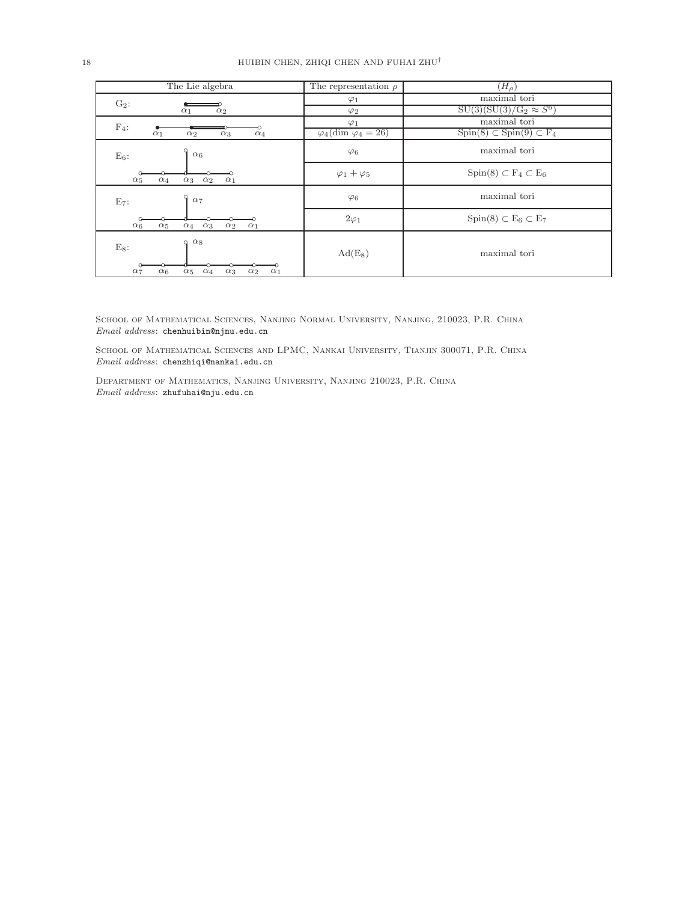| The Lie algebra | The representation $\rho$ | $(H_\rho)$ |
|---|---|---|
| $\mathrm{G}_2$: $\alpha_1$ $\alpha_2$ | $\varphi_1$ | maximal tori |
| | $\varphi_2$ | $\mathrm{SU}(3)(\mathrm{SU}(3)/\mathrm{G}_2 \approx S^6)$ |
| $\mathrm{F}_4$: $\alpha_1$ $\alpha_2$ $\alpha_3$ $\alpha_4$ | $\varphi_1$ | maximal tori |
| | $\varphi_4(\dim \varphi_4 = 26)$ | $\mathrm{Spin}(8) \subset \mathrm{Spin}(9) \subset \mathrm{F}_4$ |
| $\mathrm{E}_6$: $\alpha_6$; $\alpha_5$ $\alpha_4$ $\alpha_3$ $\alpha_2$ $\alpha_1$ | $\varphi_6$ | maximal tori |
| | $\varphi_1 + \varphi_5$ | $\mathrm{Spin}(8) \subset \mathrm{F}_4 \subset \mathrm{E}_6$ |
| $\mathrm{E}_7$: $\alpha_7$; $\alpha_6$ $\alpha_5$ $\alpha_4$ $\alpha_3$ $\alpha_2$ $\alpha_1$ | $\varphi_6$ | maximal tori |
| | $2\varphi_1$ | $\mathrm{Spin}(8) \subset \mathrm{E}_6 \subset \mathrm{E}_7$ |
| $\mathrm{E}_8$: $\alpha_8$; $\alpha_7$ $\alpha_6$ $\alpha_5$ $\alpha_4$ $\alpha_3$ $\alpha_2$ $\alpha_1$ | $\mathrm{Ad}(\mathrm{E}_8)$ | maximal tori |

School of Mathematical Sciences, Nanjing Normal University, Nanjing, 210023, P.R. China
*Email address*: chenhuibin@njnu.edu.cn

School of Mathematical Sciences and LPMC, Nankai University, Tianjin 300071, P.R. China
*Email address*: chenzhiqi@nankai.edu.cn

Department of Mathematics, Nanjing University, Nanjing 210023, P.R. China
*Email address*: zhufuhai@nju.edu.cn